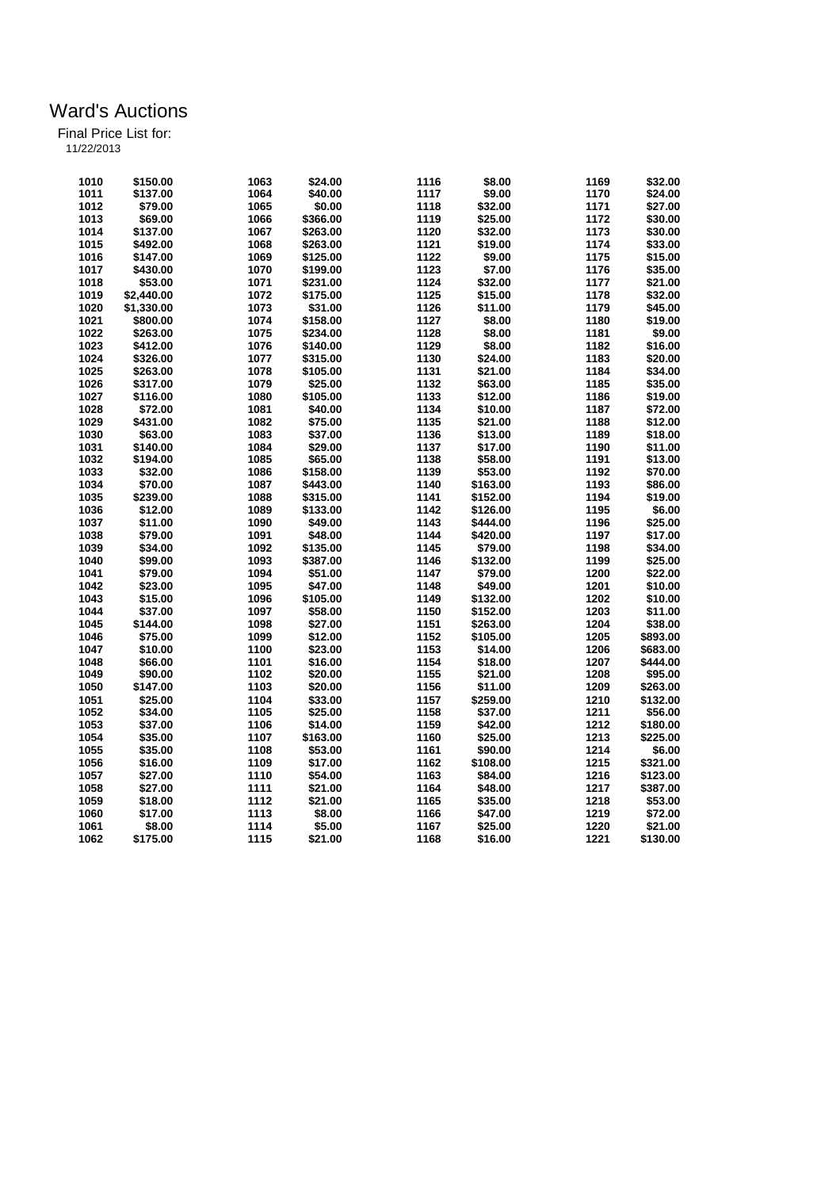# Ward's Auctions

Final Price List for:
11/22/2013

| Lot | Price | Lot | Price | Lot | Price | Lot | Price |
|---|---|---|---|---|---|---|---|
| 1010 | $150.00 | 1063 | $24.00 | 1116 | $8.00 | 1169 | $32.00 |
| 1011 | $137.00 | 1064 | $40.00 | 1117 | $9.00 | 1170 | $24.00 |
| 1012 | $79.00 | 1065 | $0.00 | 1118 | $32.00 | 1171 | $27.00 |
| 1013 | $69.00 | 1066 | $366.00 | 1119 | $25.00 | 1172 | $30.00 |
| 1014 | $137.00 | 1067 | $263.00 | 1120 | $32.00 | 1173 | $30.00 |
| 1015 | $492.00 | 1068 | $263.00 | 1121 | $19.00 | 1174 | $33.00 |
| 1016 | $147.00 | 1069 | $125.00 | 1122 | $9.00 | 1175 | $15.00 |
| 1017 | $430.00 | 1070 | $199.00 | 1123 | $7.00 | 1176 | $35.00 |
| 1018 | $53.00 | 1071 | $231.00 | 1124 | $32.00 | 1177 | $21.00 |
| 1019 | $2,440.00 | 1072 | $175.00 | 1125 | $15.00 | 1178 | $32.00 |
| 1020 | $1,330.00 | 1073 | $31.00 | 1126 | $11.00 | 1179 | $45.00 |
| 1021 | $800.00 | 1074 | $158.00 | 1127 | $8.00 | 1180 | $19.00 |
| 1022 | $263.00 | 1075 | $234.00 | 1128 | $8.00 | 1181 | $9.00 |
| 1023 | $412.00 | 1076 | $140.00 | 1129 | $8.00 | 1182 | $16.00 |
| 1024 | $326.00 | 1077 | $315.00 | 1130 | $24.00 | 1183 | $20.00 |
| 1025 | $263.00 | 1078 | $105.00 | 1131 | $21.00 | 1184 | $34.00 |
| 1026 | $317.00 | 1079 | $25.00 | 1132 | $63.00 | 1185 | $35.00 |
| 1027 | $116.00 | 1080 | $105.00 | 1133 | $12.00 | 1186 | $19.00 |
| 1028 | $72.00 | 1081 | $40.00 | 1134 | $10.00 | 1187 | $72.00 |
| 1029 | $431.00 | 1082 | $75.00 | 1135 | $21.00 | 1188 | $12.00 |
| 1030 | $63.00 | 1083 | $37.00 | 1136 | $13.00 | 1189 | $18.00 |
| 1031 | $140.00 | 1084 | $29.00 | 1137 | $17.00 | 1190 | $11.00 |
| 1032 | $194.00 | 1085 | $65.00 | 1138 | $58.00 | 1191 | $13.00 |
| 1033 | $32.00 | 1086 | $158.00 | 1139 | $53.00 | 1192 | $70.00 |
| 1034 | $70.00 | 1087 | $443.00 | 1140 | $163.00 | 1193 | $86.00 |
| 1035 | $239.00 | 1088 | $315.00 | 1141 | $152.00 | 1194 | $19.00 |
| 1036 | $12.00 | 1089 | $133.00 | 1142 | $126.00 | 1195 | $6.00 |
| 1037 | $11.00 | 1090 | $49.00 | 1143 | $444.00 | 1196 | $25.00 |
| 1038 | $79.00 | 1091 | $48.00 | 1144 | $420.00 | 1197 | $17.00 |
| 1039 | $34.00 | 1092 | $135.00 | 1145 | $79.00 | 1198 | $34.00 |
| 1040 | $99.00 | 1093 | $387.00 | 1146 | $132.00 | 1199 | $25.00 |
| 1041 | $79.00 | 1094 | $51.00 | 1147 | $79.00 | 1200 | $22.00 |
| 1042 | $23.00 | 1095 | $47.00 | 1148 | $49.00 | 1201 | $10.00 |
| 1043 | $15.00 | 1096 | $105.00 | 1149 | $132.00 | 1202 | $10.00 |
| 1044 | $37.00 | 1097 | $58.00 | 1150 | $152.00 | 1203 | $11.00 |
| 1045 | $144.00 | 1098 | $27.00 | 1151 | $263.00 | 1204 | $38.00 |
| 1046 | $75.00 | 1099 | $12.00 | 1152 | $105.00 | 1205 | $893.00 |
| 1047 | $10.00 | 1100 | $23.00 | 1153 | $14.00 | 1206 | $683.00 |
| 1048 | $66.00 | 1101 | $16.00 | 1154 | $18.00 | 1207 | $444.00 |
| 1049 | $90.00 | 1102 | $20.00 | 1155 | $21.00 | 1208 | $95.00 |
| 1050 | $147.00 | 1103 | $20.00 | 1156 | $11.00 | 1209 | $263.00 |
| 1051 | $25.00 | 1104 | $33.00 | 1157 | $259.00 | 1210 | $132.00 |
| 1052 | $34.00 | 1105 | $25.00 | 1158 | $37.00 | 1211 | $56.00 |
| 1053 | $37.00 | 1106 | $14.00 | 1159 | $42.00 | 1212 | $180.00 |
| 1054 | $35.00 | 1107 | $163.00 | 1160 | $25.00 | 1213 | $225.00 |
| 1055 | $35.00 | 1108 | $53.00 | 1161 | $90.00 | 1214 | $6.00 |
| 1056 | $16.00 | 1109 | $17.00 | 1162 | $108.00 | 1215 | $321.00 |
| 1057 | $27.00 | 1110 | $54.00 | 1163 | $84.00 | 1216 | $123.00 |
| 1058 | $27.00 | 1111 | $21.00 | 1164 | $48.00 | 1217 | $387.00 |
| 1059 | $18.00 | 1112 | $21.00 | 1165 | $35.00 | 1218 | $53.00 |
| 1060 | $17.00 | 1113 | $8.00 | 1166 | $47.00 | 1219 | $72.00 |
| 1061 | $8.00 | 1114 | $5.00 | 1167 | $25.00 | 1220 | $21.00 |
| 1062 | $175.00 | 1115 | $21.00 | 1168 | $16.00 | 1221 | $130.00 |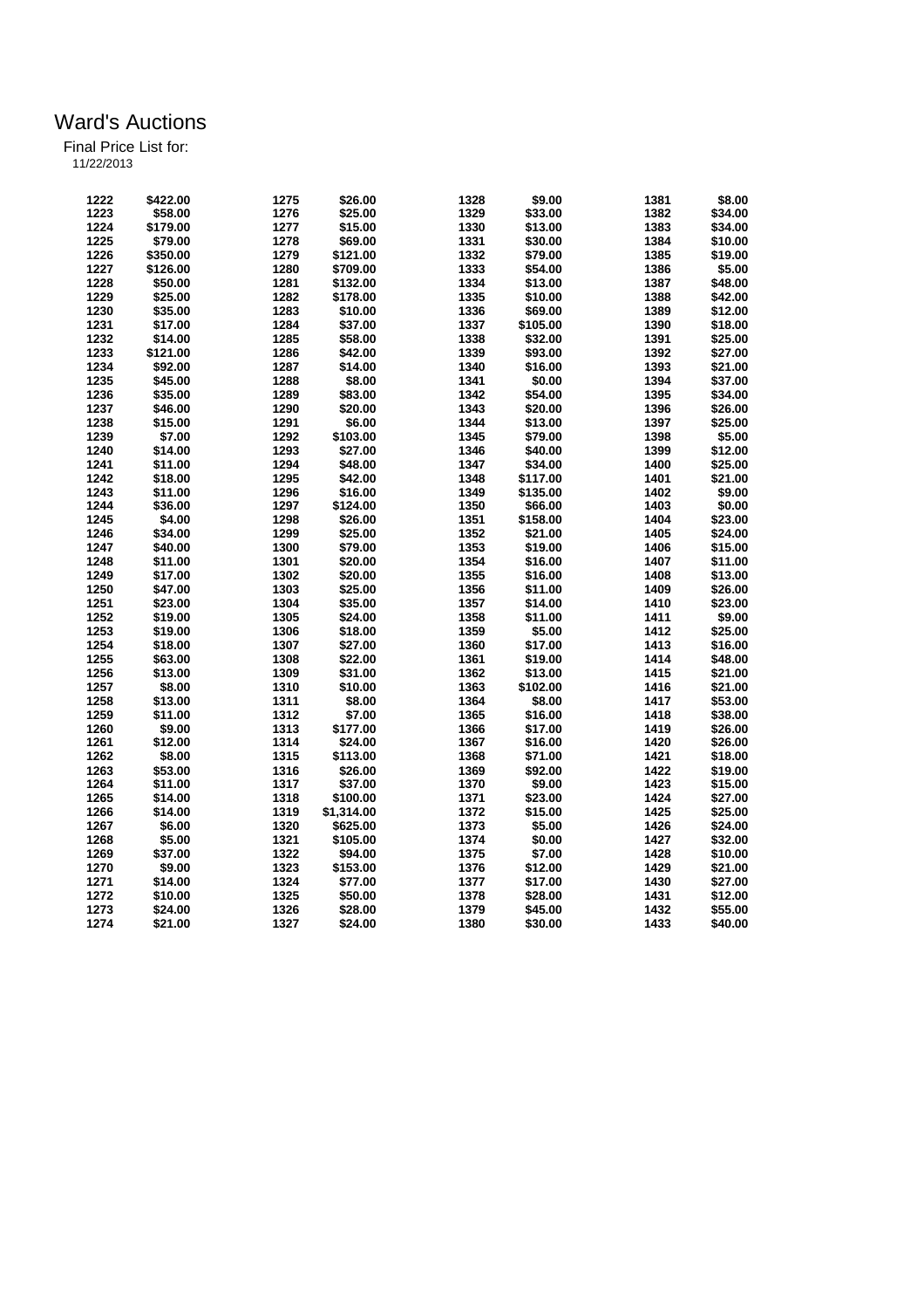# Ward's Auctions

Final Price List for:

11/22/2013

| Lot | Price | Lot | Price | Lot | Price | Lot | Price |
|---|---|---|---|---|---|---|---|
| 1222 | $422.00 | 1275 | $26.00 | 1328 | $9.00 | 1381 | $8.00 |
| 1223 | $58.00 | 1276 | $25.00 | 1329 | $33.00 | 1382 | $34.00 |
| 1224 | $179.00 | 1277 | $15.00 | 1330 | $13.00 | 1383 | $34.00 |
| 1225 | $79.00 | 1278 | $69.00 | 1331 | $30.00 | 1384 | $10.00 |
| 1226 | $350.00 | 1279 | $121.00 | 1332 | $79.00 | 1385 | $19.00 |
| 1227 | $126.00 | 1280 | $709.00 | 1333 | $54.00 | 1386 | $5.00 |
| 1228 | $50.00 | 1281 | $132.00 | 1334 | $13.00 | 1387 | $48.00 |
| 1229 | $25.00 | 1282 | $178.00 | 1335 | $10.00 | 1388 | $42.00 |
| 1230 | $35.00 | 1283 | $10.00 | 1336 | $69.00 | 1389 | $12.00 |
| 1231 | $17.00 | 1284 | $37.00 | 1337 | $105.00 | 1390 | $18.00 |
| 1232 | $14.00 | 1285 | $58.00 | 1338 | $32.00 | 1391 | $25.00 |
| 1233 | $121.00 | 1286 | $42.00 | 1339 | $93.00 | 1392 | $27.00 |
| 1234 | $92.00 | 1287 | $14.00 | 1340 | $16.00 | 1393 | $21.00 |
| 1235 | $45.00 | 1288 | $8.00 | 1341 | $0.00 | 1394 | $37.00 |
| 1236 | $35.00 | 1289 | $83.00 | 1342 | $54.00 | 1395 | $34.00 |
| 1237 | $46.00 | 1290 | $20.00 | 1343 | $20.00 | 1396 | $26.00 |
| 1238 | $15.00 | 1291 | $6.00 | 1344 | $13.00 | 1397 | $25.00 |
| 1239 | $7.00 | 1292 | $103.00 | 1345 | $79.00 | 1398 | $5.00 |
| 1240 | $14.00 | 1293 | $27.00 | 1346 | $40.00 | 1399 | $12.00 |
| 1241 | $11.00 | 1294 | $48.00 | 1347 | $34.00 | 1400 | $25.00 |
| 1242 | $18.00 | 1295 | $42.00 | 1348 | $117.00 | 1401 | $21.00 |
| 1243 | $11.00 | 1296 | $16.00 | 1349 | $135.00 | 1402 | $9.00 |
| 1244 | $36.00 | 1297 | $124.00 | 1350 | $66.00 | 1403 | $0.00 |
| 1245 | $4.00 | 1298 | $26.00 | 1351 | $158.00 | 1404 | $23.00 |
| 1246 | $34.00 | 1299 | $25.00 | 1352 | $21.00 | 1405 | $24.00 |
| 1247 | $40.00 | 1300 | $79.00 | 1353 | $19.00 | 1406 | $15.00 |
| 1248 | $11.00 | 1301 | $20.00 | 1354 | $16.00 | 1407 | $11.00 |
| 1249 | $17.00 | 1302 | $20.00 | 1355 | $16.00 | 1408 | $13.00 |
| 1250 | $47.00 | 1303 | $25.00 | 1356 | $11.00 | 1409 | $26.00 |
| 1251 | $23.00 | 1304 | $35.00 | 1357 | $14.00 | 1410 | $23.00 |
| 1252 | $19.00 | 1305 | $24.00 | 1358 | $11.00 | 1411 | $9.00 |
| 1253 | $19.00 | 1306 | $18.00 | 1359 | $5.00 | 1412 | $25.00 |
| 1254 | $18.00 | 1307 | $27.00 | 1360 | $17.00 | 1413 | $16.00 |
| 1255 | $63.00 | 1308 | $22.00 | 1361 | $19.00 | 1414 | $48.00 |
| 1256 | $13.00 | 1309 | $31.00 | 1362 | $13.00 | 1415 | $21.00 |
| 1257 | $8.00 | 1310 | $10.00 | 1363 | $102.00 | 1416 | $21.00 |
| 1258 | $13.00 | 1311 | $8.00 | 1364 | $8.00 | 1417 | $53.00 |
| 1259 | $11.00 | 1312 | $7.00 | 1365 | $16.00 | 1418 | $38.00 |
| 1260 | $9.00 | 1313 | $177.00 | 1366 | $17.00 | 1419 | $26.00 |
| 1261 | $12.00 | 1314 | $24.00 | 1367 | $16.00 | 1420 | $26.00 |
| 1262 | $8.00 | 1315 | $113.00 | 1368 | $71.00 | 1421 | $18.00 |
| 1263 | $53.00 | 1316 | $26.00 | 1369 | $92.00 | 1422 | $19.00 |
| 1264 | $11.00 | 1317 | $37.00 | 1370 | $9.00 | 1423 | $15.00 |
| 1265 | $14.00 | 1318 | $100.00 | 1371 | $23.00 | 1424 | $27.00 |
| 1266 | $14.00 | 1319 | $1,314.00 | 1372 | $15.00 | 1425 | $25.00 |
| 1267 | $6.00 | 1320 | $625.00 | 1373 | $5.00 | 1426 | $24.00 |
| 1268 | $5.00 | 1321 | $105.00 | 1374 | $0.00 | 1427 | $32.00 |
| 1269 | $37.00 | 1322 | $94.00 | 1375 | $7.00 | 1428 | $10.00 |
| 1270 | $9.00 | 1323 | $153.00 | 1376 | $12.00 | 1429 | $21.00 |
| 1271 | $14.00 | 1324 | $77.00 | 1377 | $17.00 | 1430 | $27.00 |
| 1272 | $10.00 | 1325 | $50.00 | 1378 | $28.00 | 1431 | $12.00 |
| 1273 | $24.00 | 1326 | $28.00 | 1379 | $45.00 | 1432 | $55.00 |
| 1274 | $21.00 | 1327 | $24.00 | 1380 | $30.00 | 1433 | $40.00 |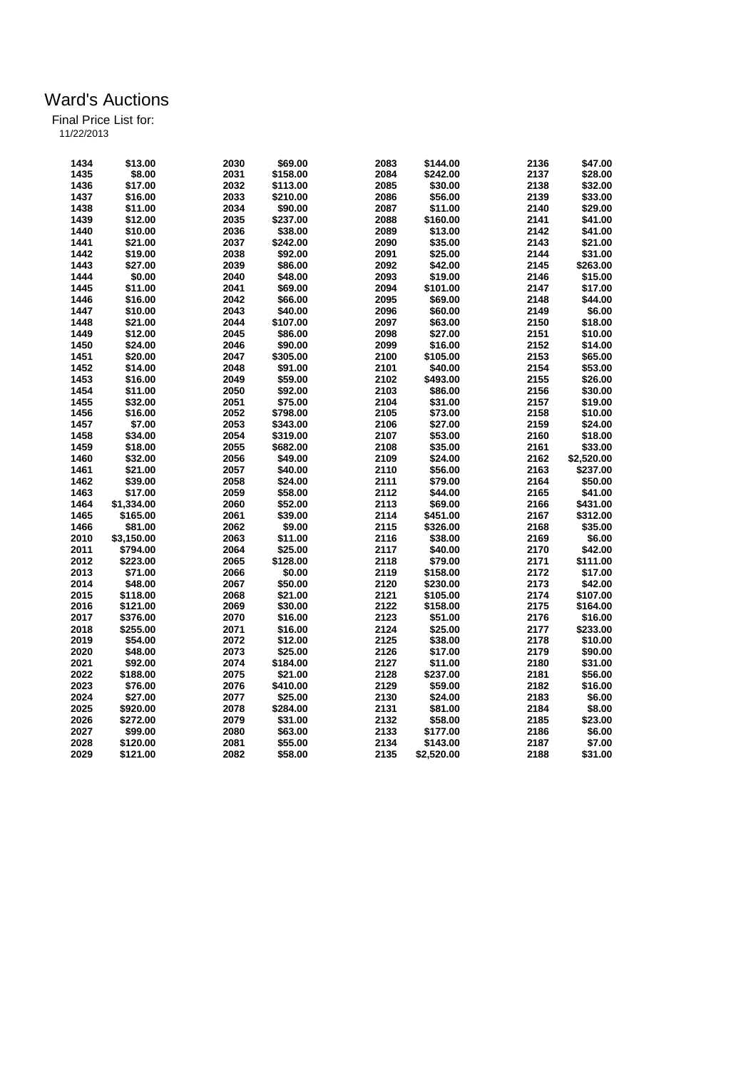# Ward's Auctions

Final Price List for:
11/22/2013

| Lot | Price | Lot | Price | Lot | Price | Lot | Price |
|---|---|---|---|---|---|---|---|
| 1434 | $13.00 | 2030 | $69.00 | 2083 | $144.00 | 2136 | $47.00 |
| 1435 | $8.00 | 2031 | $158.00 | 2084 | $242.00 | 2137 | $28.00 |
| 1436 | $17.00 | 2032 | $113.00 | 2085 | $30.00 | 2138 | $32.00 |
| 1437 | $16.00 | 2033 | $210.00 | 2086 | $56.00 | 2139 | $33.00 |
| 1438 | $11.00 | 2034 | $90.00 | 2087 | $11.00 | 2140 | $29.00 |
| 1439 | $12.00 | 2035 | $237.00 | 2088 | $160.00 | 2141 | $41.00 |
| 1440 | $10.00 | 2036 | $38.00 | 2089 | $13.00 | 2142 | $41.00 |
| 1441 | $21.00 | 2037 | $242.00 | 2090 | $35.00 | 2143 | $21.00 |
| 1442 | $19.00 | 2038 | $92.00 | 2091 | $25.00 | 2144 | $31.00 |
| 1443 | $27.00 | 2039 | $86.00 | 2092 | $42.00 | 2145 | $263.00 |
| 1444 | $0.00 | 2040 | $48.00 | 2093 | $19.00 | 2146 | $15.00 |
| 1445 | $11.00 | 2041 | $69.00 | 2094 | $101.00 | 2147 | $17.00 |
| 1446 | $16.00 | 2042 | $66.00 | 2095 | $69.00 | 2148 | $44.00 |
| 1447 | $10.00 | 2043 | $40.00 | 2096 | $60.00 | 2149 | $6.00 |
| 1448 | $21.00 | 2044 | $107.00 | 2097 | $63.00 | 2150 | $18.00 |
| 1449 | $12.00 | 2045 | $86.00 | 2098 | $27.00 | 2151 | $10.00 |
| 1450 | $24.00 | 2046 | $90.00 | 2099 | $16.00 | 2152 | $14.00 |
| 1451 | $20.00 | 2047 | $305.00 | 2100 | $105.00 | 2153 | $65.00 |
| 1452 | $14.00 | 2048 | $91.00 | 2101 | $40.00 | 2154 | $53.00 |
| 1453 | $16.00 | 2049 | $59.00 | 2102 | $493.00 | 2155 | $26.00 |
| 1454 | $11.00 | 2050 | $92.00 | 2103 | $86.00 | 2156 | $30.00 |
| 1455 | $32.00 | 2051 | $75.00 | 2104 | $31.00 | 2157 | $19.00 |
| 1456 | $16.00 | 2052 | $798.00 | 2105 | $73.00 | 2158 | $10.00 |
| 1457 | $7.00 | 2053 | $343.00 | 2106 | $27.00 | 2159 | $24.00 |
| 1458 | $34.00 | 2054 | $319.00 | 2107 | $53.00 | 2160 | $18.00 |
| 1459 | $18.00 | 2055 | $682.00 | 2108 | $35.00 | 2161 | $33.00 |
| 1460 | $32.00 | 2056 | $49.00 | 2109 | $24.00 | 2162 | $2,520.00 |
| 1461 | $21.00 | 2057 | $40.00 | 2110 | $56.00 | 2163 | $237.00 |
| 1462 | $39.00 | 2058 | $24.00 | 2111 | $79.00 | 2164 | $50.00 |
| 1463 | $17.00 | 2059 | $58.00 | 2112 | $44.00 | 2165 | $41.00 |
| 1464 | $1,334.00 | 2060 | $52.00 | 2113 | $69.00 | 2166 | $431.00 |
| 1465 | $165.00 | 2061 | $39.00 | 2114 | $451.00 | 2167 | $312.00 |
| 1466 | $81.00 | 2062 | $9.00 | 2115 | $326.00 | 2168 | $35.00 |
| 2010 | $3,150.00 | 2063 | $11.00 | 2116 | $38.00 | 2169 | $6.00 |
| 2011 | $794.00 | 2064 | $25.00 | 2117 | $40.00 | 2170 | $42.00 |
| 2012 | $223.00 | 2065 | $128.00 | 2118 | $79.00 | 2171 | $111.00 |
| 2013 | $71.00 | 2066 | $0.00 | 2119 | $158.00 | 2172 | $17.00 |
| 2014 | $48.00 | 2067 | $50.00 | 2120 | $230.00 | 2173 | $42.00 |
| 2015 | $118.00 | 2068 | $21.00 | 2121 | $105.00 | 2174 | $107.00 |
| 2016 | $121.00 | 2069 | $30.00 | 2122 | $158.00 | 2175 | $164.00 |
| 2017 | $376.00 | 2070 | $16.00 | 2123 | $51.00 | 2176 | $16.00 |
| 2018 | $255.00 | 2071 | $16.00 | 2124 | $25.00 | 2177 | $233.00 |
| 2019 | $54.00 | 2072 | $12.00 | 2125 | $38.00 | 2178 | $10.00 |
| 2020 | $48.00 | 2073 | $25.00 | 2126 | $17.00 | 2179 | $90.00 |
| 2021 | $92.00 | 2074 | $184.00 | 2127 | $11.00 | 2180 | $31.00 |
| 2022 | $188.00 | 2075 | $21.00 | 2128 | $237.00 | 2181 | $56.00 |
| 2023 | $76.00 | 2076 | $410.00 | 2129 | $59.00 | 2182 | $16.00 |
| 2024 | $27.00 | 2077 | $25.00 | 2130 | $24.00 | 2183 | $6.00 |
| 2025 | $920.00 | 2078 | $284.00 | 2131 | $81.00 | 2184 | $8.00 |
| 2026 | $272.00 | 2079 | $31.00 | 2132 | $58.00 | 2185 | $23.00 |
| 2027 | $99.00 | 2080 | $63.00 | 2133 | $177.00 | 2186 | $6.00 |
| 2028 | $120.00 | 2081 | $55.00 | 2134 | $143.00 | 2187 | $7.00 |
| 2029 | $121.00 | 2082 | $58.00 | 2135 | $2,520.00 | 2188 | $31.00 |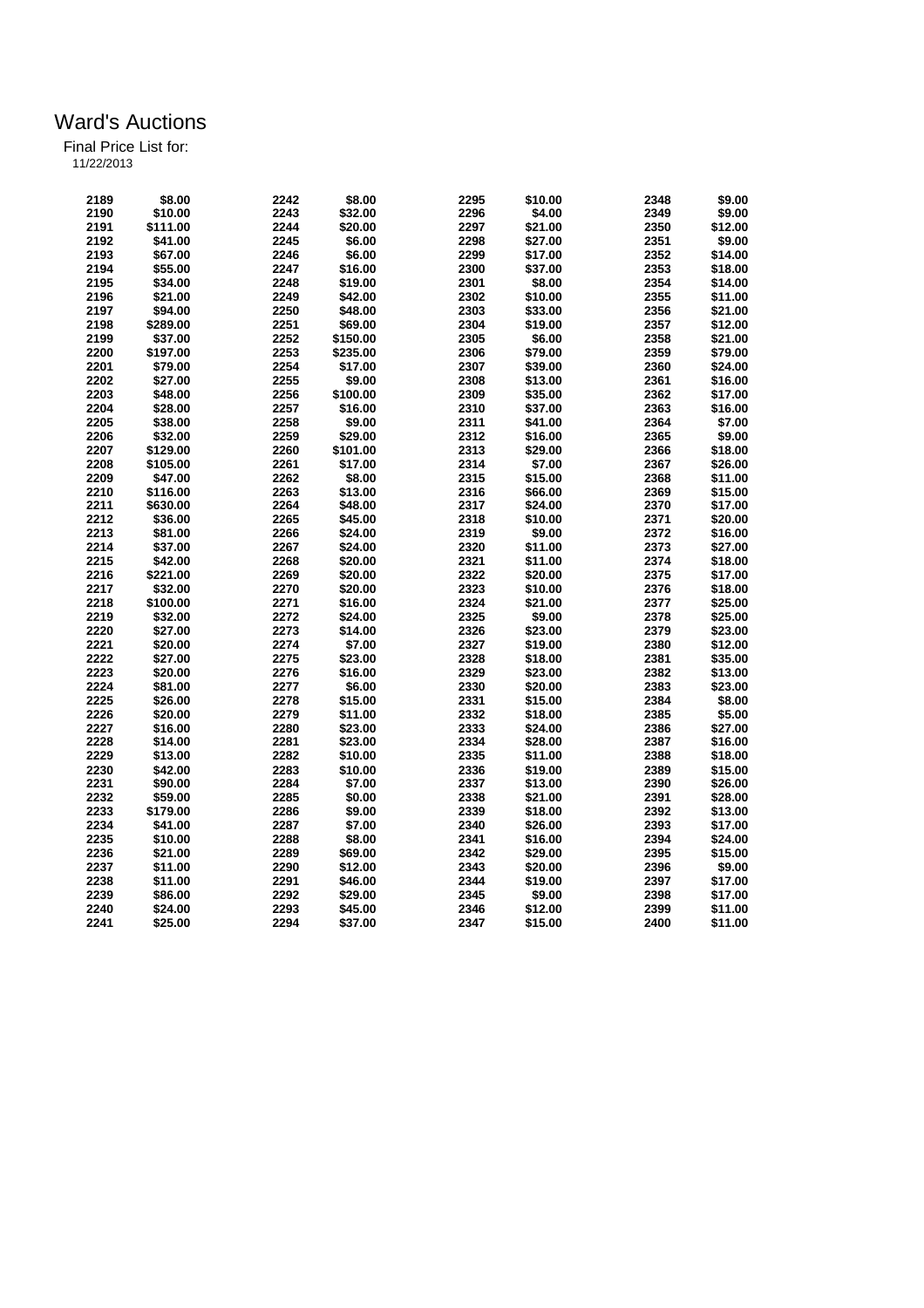# Ward's Auctions

Final Price List for:
11/22/2013

| | | | | | | | |
|---|---|---|---|---|---|---|---|
| 2189 | $8.00 | 2242 | $8.00 | 2295 | $10.00 | 2348 | $9.00 |
| 2190 | $10.00 | 2243 | $32.00 | 2296 | $4.00 | 2349 | $9.00 |
| 2191 | $111.00 | 2244 | $20.00 | 2297 | $21.00 | 2350 | $12.00 |
| 2192 | $41.00 | 2245 | $6.00 | 2298 | $27.00 | 2351 | $9.00 |
| 2193 | $67.00 | 2246 | $6.00 | 2299 | $17.00 | 2352 | $14.00 |
| 2194 | $55.00 | 2247 | $16.00 | 2300 | $37.00 | 2353 | $18.00 |
| 2195 | $34.00 | 2248 | $19.00 | 2301 | $8.00 | 2354 | $14.00 |
| 2196 | $21.00 | 2249 | $42.00 | 2302 | $10.00 | 2355 | $11.00 |
| 2197 | $94.00 | 2250 | $48.00 | 2303 | $33.00 | 2356 | $21.00 |
| 2198 | $289.00 | 2251 | $69.00 | 2304 | $19.00 | 2357 | $12.00 |
| 2199 | $37.00 | 2252 | $150.00 | 2305 | $6.00 | 2358 | $21.00 |
| 2200 | $197.00 | 2253 | $235.00 | 2306 | $79.00 | 2359 | $79.00 |
| 2201 | $79.00 | 2254 | $17.00 | 2307 | $39.00 | 2360 | $24.00 |
| 2202 | $27.00 | 2255 | $9.00 | 2308 | $13.00 | 2361 | $16.00 |
| 2203 | $48.00 | 2256 | $100.00 | 2309 | $35.00 | 2362 | $17.00 |
| 2204 | $28.00 | 2257 | $16.00 | 2310 | $37.00 | 2363 | $16.00 |
| 2205 | $38.00 | 2258 | $9.00 | 2311 | $41.00 | 2364 | $7.00 |
| 2206 | $32.00 | 2259 | $29.00 | 2312 | $16.00 | 2365 | $9.00 |
| 2207 | $129.00 | 2260 | $101.00 | 2313 | $29.00 | 2366 | $18.00 |
| 2208 | $105.00 | 2261 | $17.00 | 2314 | $7.00 | 2367 | $26.00 |
| 2209 | $47.00 | 2262 | $8.00 | 2315 | $15.00 | 2368 | $11.00 |
| 2210 | $116.00 | 2263 | $13.00 | 2316 | $66.00 | 2369 | $15.00 |
| 2211 | $630.00 | 2264 | $48.00 | 2317 | $24.00 | 2370 | $17.00 |
| 2212 | $36.00 | 2265 | $45.00 | 2318 | $10.00 | 2371 | $20.00 |
| 2213 | $81.00 | 2266 | $24.00 | 2319 | $9.00 | 2372 | $16.00 |
| 2214 | $37.00 | 2267 | $24.00 | 2320 | $11.00 | 2373 | $27.00 |
| 2215 | $42.00 | 2268 | $20.00 | 2321 | $11.00 | 2374 | $18.00 |
| 2216 | $221.00 | 2269 | $20.00 | 2322 | $20.00 | 2375 | $17.00 |
| 2217 | $32.00 | 2270 | $20.00 | 2323 | $10.00 | 2376 | $18.00 |
| 2218 | $100.00 | 2271 | $16.00 | 2324 | $21.00 | 2377 | $25.00 |
| 2219 | $32.00 | 2272 | $24.00 | 2325 | $9.00 | 2378 | $25.00 |
| 2220 | $27.00 | 2273 | $14.00 | 2326 | $23.00 | 2379 | $23.00 |
| 2221 | $20.00 | 2274 | $7.00 | 2327 | $19.00 | 2380 | $12.00 |
| 2222 | $27.00 | 2275 | $23.00 | 2328 | $18.00 | 2381 | $35.00 |
| 2223 | $20.00 | 2276 | $16.00 | 2329 | $23.00 | 2382 | $13.00 |
| 2224 | $81.00 | 2277 | $6.00 | 2330 | $20.00 | 2383 | $23.00 |
| 2225 | $26.00 | 2278 | $15.00 | 2331 | $15.00 | 2384 | $8.00 |
| 2226 | $20.00 | 2279 | $11.00 | 2332 | $18.00 | 2385 | $5.00 |
| 2227 | $16.00 | 2280 | $23.00 | 2333 | $24.00 | 2386 | $27.00 |
| 2228 | $14.00 | 2281 | $23.00 | 2334 | $28.00 | 2387 | $16.00 |
| 2229 | $13.00 | 2282 | $10.00 | 2335 | $11.00 | 2388 | $18.00 |
| 2230 | $42.00 | 2283 | $10.00 | 2336 | $19.00 | 2389 | $15.00 |
| 2231 | $90.00 | 2284 | $7.00 | 2337 | $13.00 | 2390 | $26.00 |
| 2232 | $59.00 | 2285 | $0.00 | 2338 | $21.00 | 2391 | $28.00 |
| 2233 | $179.00 | 2286 | $9.00 | 2339 | $18.00 | 2392 | $13.00 |
| 2234 | $41.00 | 2287 | $7.00 | 2340 | $26.00 | 2393 | $17.00 |
| 2235 | $10.00 | 2288 | $8.00 | 2341 | $16.00 | 2394 | $24.00 |
| 2236 | $21.00 | 2289 | $69.00 | 2342 | $29.00 | 2395 | $15.00 |
| 2237 | $11.00 | 2290 | $12.00 | 2343 | $20.00 | 2396 | $9.00 |
| 2238 | $11.00 | 2291 | $46.00 | 2344 | $19.00 | 2397 | $17.00 |
| 2239 | $86.00 | 2292 | $29.00 | 2345 | $9.00 | 2398 | $17.00 |
| 2240 | $24.00 | 2293 | $45.00 | 2346 | $12.00 | 2399 | $11.00 |
| 2241 | $25.00 | 2294 | $37.00 | 2347 | $15.00 | 2400 | $11.00 |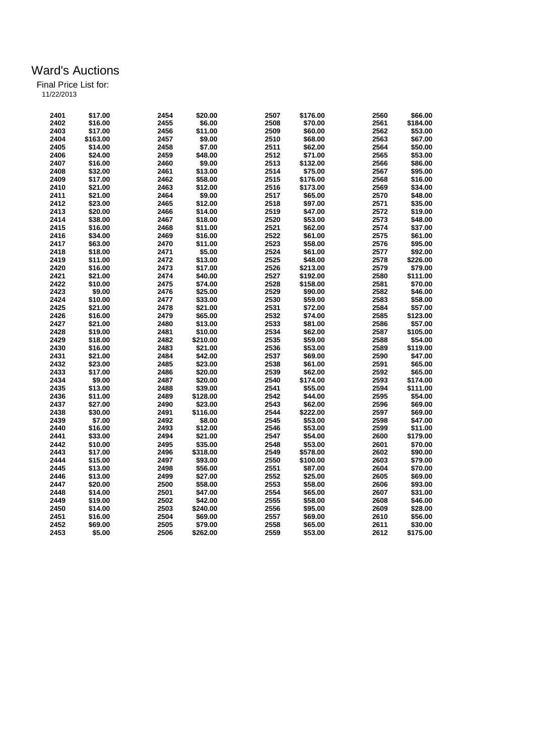# Ward's Auctions

Final Price List for:
11/22/2013

| Lot | Price | Lot | Price | Lot | Price | Lot | Price |
|---|---|---|---|---|---|---|---|
| 2401 | $17.00 | 2454 | $20.00 | 2507 | $176.00 | 2560 | $66.00 |
| 2402 | $16.00 | 2455 | $6.00 | 2508 | $70.00 | 2561 | $184.00 |
| 2403 | $17.00 | 2456 | $11.00 | 2509 | $60.00 | 2562 | $53.00 |
| 2404 | $163.00 | 2457 | $9.00 | 2510 | $68.00 | 2563 | $67.00 |
| 2405 | $14.00 | 2458 | $7.00 | 2511 | $62.00 | 2564 | $50.00 |
| 2406 | $24.00 | 2459 | $48.00 | 2512 | $71.00 | 2565 | $53.00 |
| 2407 | $16.00 | 2460 | $9.00 | 2513 | $132.00 | 2566 | $86.00 |
| 2408 | $32.00 | 2461 | $13.00 | 2514 | $75.00 | 2567 | $95.00 |
| 2409 | $17.00 | 2462 | $58.00 | 2515 | $176.00 | 2568 | $16.00 |
| 2410 | $21.00 | 2463 | $12.00 | 2516 | $173.00 | 2569 | $34.00 |
| 2411 | $21.00 | 2464 | $9.00 | 2517 | $65.00 | 2570 | $48.00 |
| 2412 | $23.00 | 2465 | $12.00 | 2518 | $97.00 | 2571 | $35.00 |
| 2413 | $20.00 | 2466 | $14.00 | 2519 | $47.00 | 2572 | $19.00 |
| 2414 | $38.00 | 2467 | $18.00 | 2520 | $53.00 | 2573 | $48.00 |
| 2415 | $16.00 | 2468 | $11.00 | 2521 | $62.00 | 2574 | $37.00 |
| 2416 | $34.00 | 2469 | $16.00 | 2522 | $61.00 | 2575 | $61.00 |
| 2417 | $63.00 | 2470 | $11.00 | 2523 | $58.00 | 2576 | $95.00 |
| 2418 | $18.00 | 2471 | $5.00 | 2524 | $61.00 | 2577 | $92.00 |
| 2419 | $11.00 | 2472 | $13.00 | 2525 | $48.00 | 2578 | $226.00 |
| 2420 | $16.00 | 2473 | $17.00 | 2526 | $213.00 | 2579 | $79.00 |
| 2421 | $21.00 | 2474 | $40.00 | 2527 | $192.00 | 2580 | $111.00 |
| 2422 | $10.00 | 2475 | $74.00 | 2528 | $158.00 | 2581 | $70.00 |
| 2423 | $9.00 | 2476 | $25.00 | 2529 | $90.00 | 2582 | $46.00 |
| 2424 | $10.00 | 2477 | $33.00 | 2530 | $59.00 | 2583 | $58.00 |
| 2425 | $21.00 | 2478 | $21.00 | 2531 | $72.00 | 2584 | $57.00 |
| 2426 | $16.00 | 2479 | $65.00 | 2532 | $74.00 | 2585 | $123.00 |
| 2427 | $21.00 | 2480 | $13.00 | 2533 | $81.00 | 2586 | $57.00 |
| 2428 | $19.00 | 2481 | $10.00 | 2534 | $62.00 | 2587 | $105.00 |
| 2429 | $18.00 | 2482 | $210.00 | 2535 | $59.00 | 2588 | $54.00 |
| 2430 | $16.00 | 2483 | $21.00 | 2536 | $53.00 | 2589 | $119.00 |
| 2431 | $21.00 | 2484 | $42.00 | 2537 | $69.00 | 2590 | $47.00 |
| 2432 | $23.00 | 2485 | $23.00 | 2538 | $61.00 | 2591 | $65.00 |
| 2433 | $17.00 | 2486 | $20.00 | 2539 | $62.00 | 2592 | $65.00 |
| 2434 | $9.00 | 2487 | $20.00 | 2540 | $174.00 | 2593 | $174.00 |
| 2435 | $13.00 | 2488 | $39.00 | 2541 | $55.00 | 2594 | $111.00 |
| 2436 | $11.00 | 2489 | $128.00 | 2542 | $44.00 | 2595 | $54.00 |
| 2437 | $27.00 | 2490 | $23.00 | 2543 | $62.00 | 2596 | $69.00 |
| 2438 | $30.00 | 2491 | $116.00 | 2544 | $222.00 | 2597 | $69.00 |
| 2439 | $7.00 | 2492 | $8.00 | 2545 | $53.00 | 2598 | $47.00 |
| 2440 | $16.00 | 2493 | $12.00 | 2546 | $53.00 | 2599 | $11.00 |
| 2441 | $33.00 | 2494 | $21.00 | 2547 | $54.00 | 2600 | $179.00 |
| 2442 | $10.00 | 2495 | $35.00 | 2548 | $53.00 | 2601 | $70.00 |
| 2443 | $17.00 | 2496 | $318.00 | 2549 | $578.00 | 2602 | $90.00 |
| 2444 | $15.00 | 2497 | $93.00 | 2550 | $100.00 | 2603 | $79.00 |
| 2445 | $13.00 | 2498 | $56.00 | 2551 | $87.00 | 2604 | $70.00 |
| 2446 | $13.00 | 2499 | $27.00 | 2552 | $25.00 | 2605 | $69.00 |
| 2447 | $20.00 | 2500 | $58.00 | 2553 | $58.00 | 2606 | $93.00 |
| 2448 | $14.00 | 2501 | $47.00 | 2554 | $65.00 | 2607 | $31.00 |
| 2449 | $19.00 | 2502 | $42.00 | 2555 | $58.00 | 2608 | $46.00 |
| 2450 | $14.00 | 2503 | $240.00 | 2556 | $95.00 | 2609 | $28.00 |
| 2451 | $16.00 | 2504 | $69.00 | 2557 | $69.00 | 2610 | $56.00 |
| 2452 | $69.00 | 2505 | $79.00 | 2558 | $65.00 | 2611 | $30.00 |
| 2453 | $5.00 | 2506 | $262.00 | 2559 | $53.00 | 2612 | $175.00 |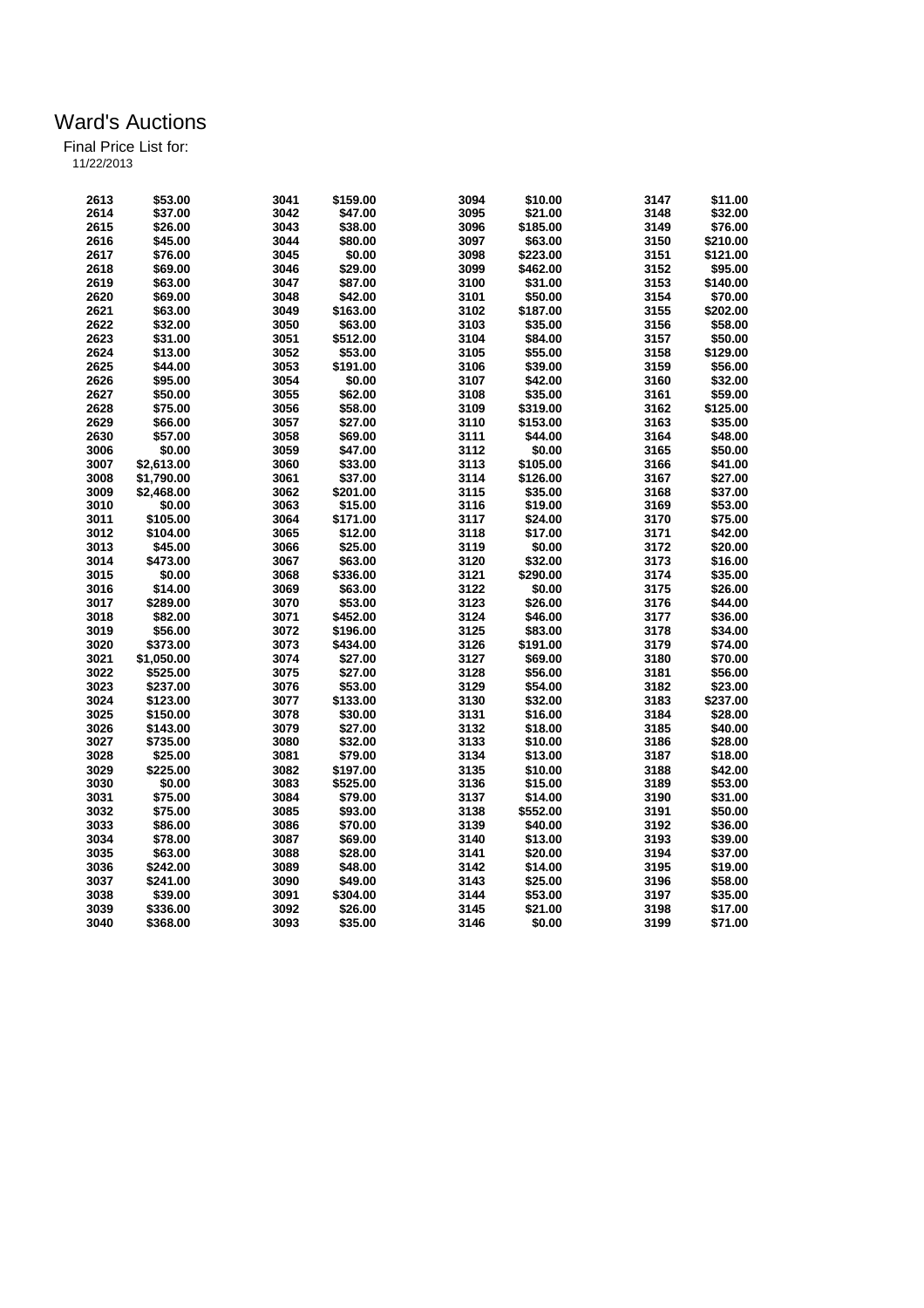# Ward's Auctions

Final Price List for:
11/22/2013

| | | | | | | | |
|---|---|---|---|---|---|---|---|
| 2613 | $53.00 | 3041 | $159.00 | 3094 | $10.00 | 3147 | $11.00 |
| 2614 | $37.00 | 3042 | $47.00 | 3095 | $21.00 | 3148 | $32.00 |
| 2615 | $26.00 | 3043 | $38.00 | 3096 | $185.00 | 3149 | $76.00 |
| 2616 | $45.00 | 3044 | $80.00 | 3097 | $63.00 | 3150 | $210.00 |
| 2617 | $76.00 | 3045 | $0.00 | 3098 | $223.00 | 3151 | $121.00 |
| 2618 | $69.00 | 3046 | $29.00 | 3099 | $462.00 | 3152 | $95.00 |
| 2619 | $63.00 | 3047 | $87.00 | 3100 | $31.00 | 3153 | $140.00 |
| 2620 | $69.00 | 3048 | $42.00 | 3101 | $50.00 | 3154 | $70.00 |
| 2621 | $63.00 | 3049 | $163.00 | 3102 | $187.00 | 3155 | $202.00 |
| 2622 | $32.00 | 3050 | $63.00 | 3103 | $35.00 | 3156 | $58.00 |
| 2623 | $31.00 | 3051 | $512.00 | 3104 | $84.00 | 3157 | $50.00 |
| 2624 | $13.00 | 3052 | $53.00 | 3105 | $55.00 | 3158 | $129.00 |
| 2625 | $44.00 | 3053 | $191.00 | 3106 | $39.00 | 3159 | $56.00 |
| 2626 | $95.00 | 3054 | $0.00 | 3107 | $42.00 | 3160 | $32.00 |
| 2627 | $50.00 | 3055 | $62.00 | 3108 | $35.00 | 3161 | $59.00 |
| 2628 | $75.00 | 3056 | $58.00 | 3109 | $319.00 | 3162 | $125.00 |
| 2629 | $66.00 | 3057 | $27.00 | 3110 | $153.00 | 3163 | $35.00 |
| 2630 | $57.00 | 3058 | $69.00 | 3111 | $44.00 | 3164 | $48.00 |
| 3006 | $0.00 | 3059 | $47.00 | 3112 | $0.00 | 3165 | $50.00 |
| 3007 | $2,613.00 | 3060 | $33.00 | 3113 | $105.00 | 3166 | $41.00 |
| 3008 | $1,790.00 | 3061 | $37.00 | 3114 | $126.00 | 3167 | $27.00 |
| 3009 | $2,468.00 | 3062 | $201.00 | 3115 | $35.00 | 3168 | $37.00 |
| 3010 | $0.00 | 3063 | $15.00 | 3116 | $19.00 | 3169 | $53.00 |
| 3011 | $105.00 | 3064 | $171.00 | 3117 | $24.00 | 3170 | $75.00 |
| 3012 | $104.00 | 3065 | $12.00 | 3118 | $17.00 | 3171 | $42.00 |
| 3013 | $45.00 | 3066 | $25.00 | 3119 | $0.00 | 3172 | $20.00 |
| 3014 | $473.00 | 3067 | $63.00 | 3120 | $32.00 | 3173 | $16.00 |
| 3015 | $0.00 | 3068 | $336.00 | 3121 | $290.00 | 3174 | $35.00 |
| 3016 | $14.00 | 3069 | $63.00 | 3122 | $0.00 | 3175 | $26.00 |
| 3017 | $289.00 | 3070 | $53.00 | 3123 | $26.00 | 3176 | $44.00 |
| 3018 | $82.00 | 3071 | $452.00 | 3124 | $46.00 | 3177 | $36.00 |
| 3019 | $56.00 | 3072 | $196.00 | 3125 | $83.00 | 3178 | $34.00 |
| 3020 | $373.00 | 3073 | $434.00 | 3126 | $191.00 | 3179 | $74.00 |
| 3021 | $1,050.00 | 3074 | $27.00 | 3127 | $69.00 | 3180 | $70.00 |
| 3022 | $525.00 | 3075 | $27.00 | 3128 | $56.00 | 3181 | $56.00 |
| 3023 | $237.00 | 3076 | $53.00 | 3129 | $54.00 | 3182 | $23.00 |
| 3024 | $123.00 | 3077 | $133.00 | 3130 | $32.00 | 3183 | $237.00 |
| 3025 | $150.00 | 3078 | $30.00 | 3131 | $16.00 | 3184 | $28.00 |
| 3026 | $143.00 | 3079 | $27.00 | 3132 | $18.00 | 3185 | $40.00 |
| 3027 | $735.00 | 3080 | $32.00 | 3133 | $10.00 | 3186 | $28.00 |
| 3028 | $25.00 | 3081 | $79.00 | 3134 | $13.00 | 3187 | $18.00 |
| 3029 | $225.00 | 3082 | $197.00 | 3135 | $10.00 | 3188 | $42.00 |
| 3030 | $0.00 | 3083 | $525.00 | 3136 | $15.00 | 3189 | $53.00 |
| 3031 | $75.00 | 3084 | $79.00 | 3137 | $14.00 | 3190 | $31.00 |
| 3032 | $75.00 | 3085 | $93.00 | 3138 | $552.00 | 3191 | $50.00 |
| 3033 | $86.00 | 3086 | $70.00 | 3139 | $40.00 | 3192 | $36.00 |
| 3034 | $78.00 | 3087 | $69.00 | 3140 | $13.00 | 3193 | $39.00 |
| 3035 | $63.00 | 3088 | $28.00 | 3141 | $20.00 | 3194 | $37.00 |
| 3036 | $242.00 | 3089 | $48.00 | 3142 | $14.00 | 3195 | $19.00 |
| 3037 | $241.00 | 3090 | $49.00 | 3143 | $25.00 | 3196 | $58.00 |
| 3038 | $39.00 | 3091 | $304.00 | 3144 | $53.00 | 3197 | $35.00 |
| 3039 | $336.00 | 3092 | $26.00 | 3145 | $21.00 | 3198 | $17.00 |
| 3040 | $368.00 | 3093 | $35.00 | 3146 | $0.00 | 3199 | $71.00 |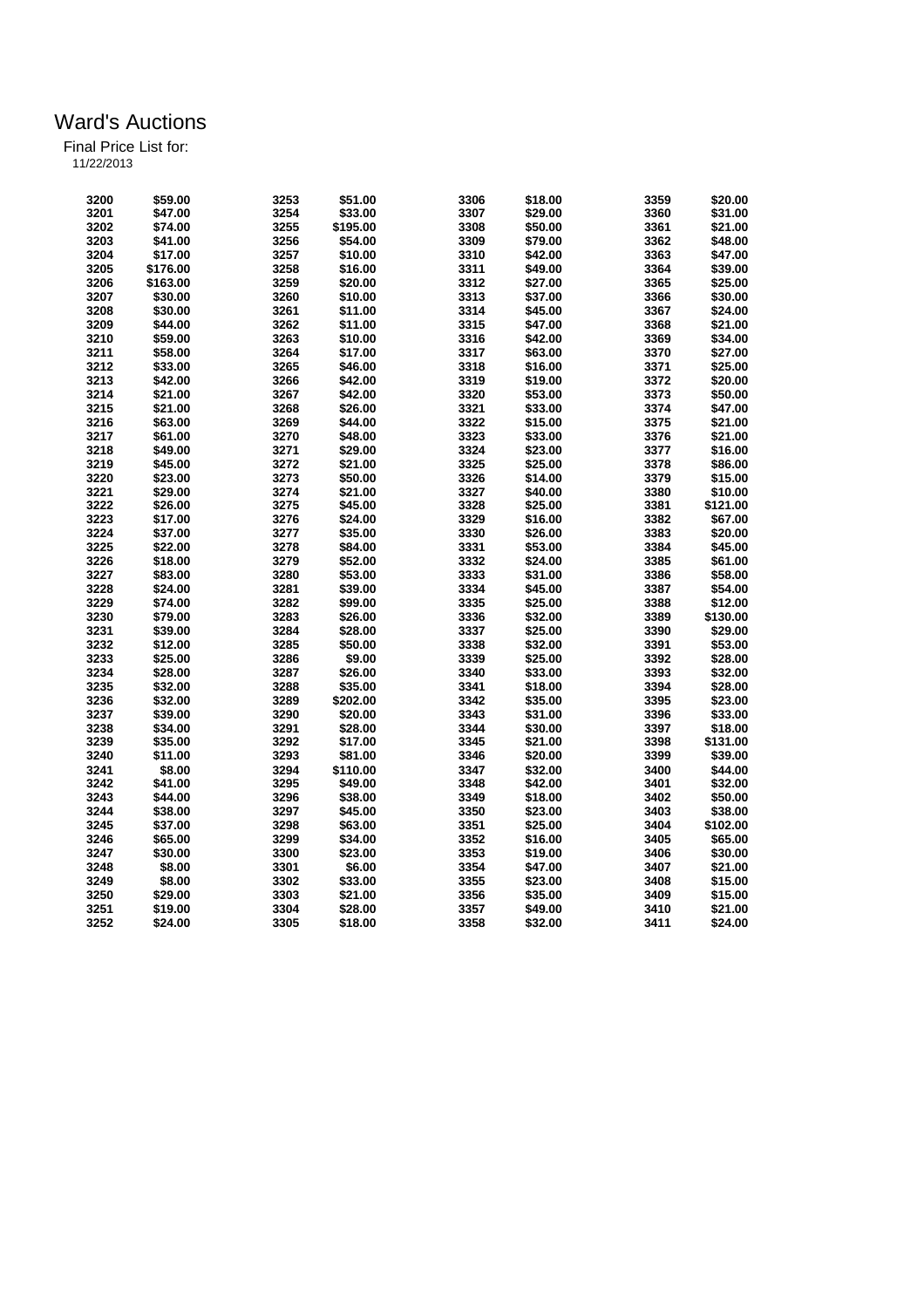# Ward's Auctions

Final Price List for:
11/22/2013

| Lot | Price | Lot | Price | Lot | Price | Lot | Price |
|---|---|---|---|---|---|---|---|
| 3200 | $59.00 | 3253 | $51.00 | 3306 | $18.00 | 3359 | $20.00 |
| 3201 | $47.00 | 3254 | $33.00 | 3307 | $29.00 | 3360 | $31.00 |
| 3202 | $74.00 | 3255 | $195.00 | 3308 | $50.00 | 3361 | $21.00 |
| 3203 | $41.00 | 3256 | $54.00 | 3309 | $79.00 | 3362 | $48.00 |
| 3204 | $17.00 | 3257 | $10.00 | 3310 | $42.00 | 3363 | $47.00 |
| 3205 | $176.00 | 3258 | $16.00 | 3311 | $49.00 | 3364 | $39.00 |
| 3206 | $163.00 | 3259 | $20.00 | 3312 | $27.00 | 3365 | $25.00 |
| 3207 | $30.00 | 3260 | $10.00 | 3313 | $37.00 | 3366 | $30.00 |
| 3208 | $30.00 | 3261 | $11.00 | 3314 | $45.00 | 3367 | $24.00 |
| 3209 | $44.00 | 3262 | $11.00 | 3315 | $47.00 | 3368 | $21.00 |
| 3210 | $59.00 | 3263 | $10.00 | 3316 | $42.00 | 3369 | $34.00 |
| 3211 | $58.00 | 3264 | $17.00 | 3317 | $63.00 | 3370 | $27.00 |
| 3212 | $33.00 | 3265 | $46.00 | 3318 | $16.00 | 3371 | $25.00 |
| 3213 | $42.00 | 3266 | $42.00 | 3319 | $19.00 | 3372 | $20.00 |
| 3214 | $21.00 | 3267 | $42.00 | 3320 | $53.00 | 3373 | $50.00 |
| 3215 | $21.00 | 3268 | $26.00 | 3321 | $33.00 | 3374 | $47.00 |
| 3216 | $63.00 | 3269 | $44.00 | 3322 | $15.00 | 3375 | $21.00 |
| 3217 | $61.00 | 3270 | $48.00 | 3323 | $33.00 | 3376 | $21.00 |
| 3218 | $49.00 | 3271 | $29.00 | 3324 | $23.00 | 3377 | $16.00 |
| 3219 | $45.00 | 3272 | $21.00 | 3325 | $25.00 | 3378 | $86.00 |
| 3220 | $23.00 | 3273 | $50.00 | 3326 | $14.00 | 3379 | $15.00 |
| 3221 | $29.00 | 3274 | $21.00 | 3327 | $40.00 | 3380 | $10.00 |
| 3222 | $26.00 | 3275 | $45.00 | 3328 | $25.00 | 3381 | $121.00 |
| 3223 | $17.00 | 3276 | $24.00 | 3329 | $16.00 | 3382 | $67.00 |
| 3224 | $37.00 | 3277 | $35.00 | 3330 | $26.00 | 3383 | $20.00 |
| 3225 | $22.00 | 3278 | $84.00 | 3331 | $53.00 | 3384 | $45.00 |
| 3226 | $18.00 | 3279 | $52.00 | 3332 | $24.00 | 3385 | $61.00 |
| 3227 | $83.00 | 3280 | $53.00 | 3333 | $31.00 | 3386 | $58.00 |
| 3228 | $24.00 | 3281 | $39.00 | 3334 | $45.00 | 3387 | $54.00 |
| 3229 | $74.00 | 3282 | $99.00 | 3335 | $25.00 | 3388 | $12.00 |
| 3230 | $79.00 | 3283 | $26.00 | 3336 | $32.00 | 3389 | $130.00 |
| 3231 | $39.00 | 3284 | $28.00 | 3337 | $25.00 | 3390 | $29.00 |
| 3232 | $12.00 | 3285 | $50.00 | 3338 | $32.00 | 3391 | $53.00 |
| 3233 | $25.00 | 3286 | $9.00 | 3339 | $25.00 | 3392 | $28.00 |
| 3234 | $28.00 | 3287 | $26.00 | 3340 | $33.00 | 3393 | $32.00 |
| 3235 | $32.00 | 3288 | $35.00 | 3341 | $18.00 | 3394 | $28.00 |
| 3236 | $32.00 | 3289 | $202.00 | 3342 | $35.00 | 3395 | $23.00 |
| 3237 | $39.00 | 3290 | $20.00 | 3343 | $31.00 | 3396 | $33.00 |
| 3238 | $34.00 | 3291 | $28.00 | 3344 | $30.00 | 3397 | $18.00 |
| 3239 | $35.00 | 3292 | $17.00 | 3345 | $21.00 | 3398 | $131.00 |
| 3240 | $11.00 | 3293 | $81.00 | 3346 | $20.00 | 3399 | $39.00 |
| 3241 | $8.00 | 3294 | $110.00 | 3347 | $32.00 | 3400 | $44.00 |
| 3242 | $41.00 | 3295 | $49.00 | 3348 | $42.00 | 3401 | $32.00 |
| 3243 | $44.00 | 3296 | $38.00 | 3349 | $18.00 | 3402 | $50.00 |
| 3244 | $38.00 | 3297 | $45.00 | 3350 | $23.00 | 3403 | $38.00 |
| 3245 | $37.00 | 3298 | $63.00 | 3351 | $25.00 | 3404 | $102.00 |
| 3246 | $65.00 | 3299 | $34.00 | 3352 | $16.00 | 3405 | $65.00 |
| 3247 | $30.00 | 3300 | $23.00 | 3353 | $19.00 | 3406 | $30.00 |
| 3248 | $8.00 | 3301 | $6.00 | 3354 | $47.00 | 3407 | $21.00 |
| 3249 | $8.00 | 3302 | $33.00 | 3355 | $23.00 | 3408 | $15.00 |
| 3250 | $29.00 | 3303 | $21.00 | 3356 | $35.00 | 3409 | $15.00 |
| 3251 | $19.00 | 3304 | $28.00 | 3357 | $49.00 | 3410 | $21.00 |
| 3252 | $24.00 | 3305 | $18.00 | 3358 | $32.00 | 3411 | $24.00 |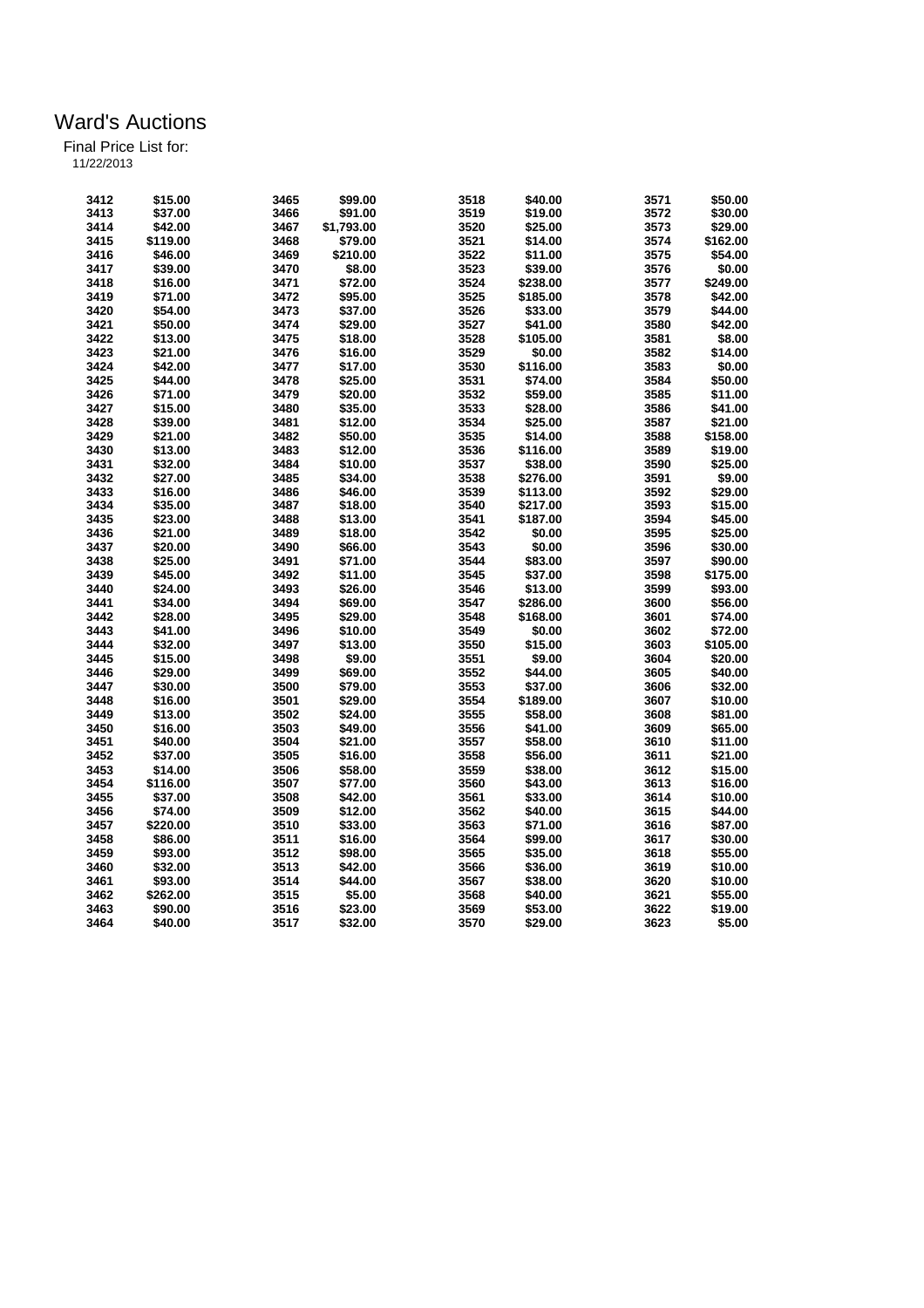# Ward's Auctions

Final Price List for:
11/22/2013

| Lot | Price | Lot | Price | Lot | Price | Lot | Price |
|---|---|---|---|---|---|---|---|
| 3412 | $15.00 | 3465 | $99.00 | 3518 | $40.00 | 3571 | $50.00 |
| 3413 | $37.00 | 3466 | $91.00 | 3519 | $19.00 | 3572 | $30.00 |
| 3414 | $42.00 | 3467 | $1,793.00 | 3520 | $25.00 | 3573 | $29.00 |
| 3415 | $119.00 | 3468 | $79.00 | 3521 | $14.00 | 3574 | $162.00 |
| 3416 | $46.00 | 3469 | $210.00 | 3522 | $11.00 | 3575 | $54.00 |
| 3417 | $39.00 | 3470 | $8.00 | 3523 | $39.00 | 3576 | $0.00 |
| 3418 | $16.00 | 3471 | $72.00 | 3524 | $238.00 | 3577 | $249.00 |
| 3419 | $71.00 | 3472 | $95.00 | 3525 | $185.00 | 3578 | $42.00 |
| 3420 | $54.00 | 3473 | $37.00 | 3526 | $33.00 | 3579 | $44.00 |
| 3421 | $50.00 | 3474 | $29.00 | 3527 | $41.00 | 3580 | $42.00 |
| 3422 | $13.00 | 3475 | $18.00 | 3528 | $105.00 | 3581 | $8.00 |
| 3423 | $21.00 | 3476 | $16.00 | 3529 | $0.00 | 3582 | $14.00 |
| 3424 | $42.00 | 3477 | $17.00 | 3530 | $116.00 | 3583 | $0.00 |
| 3425 | $44.00 | 3478 | $25.00 | 3531 | $74.00 | 3584 | $50.00 |
| 3426 | $71.00 | 3479 | $20.00 | 3532 | $59.00 | 3585 | $11.00 |
| 3427 | $15.00 | 3480 | $35.00 | 3533 | $28.00 | 3586 | $41.00 |
| 3428 | $39.00 | 3481 | $12.00 | 3534 | $25.00 | 3587 | $21.00 |
| 3429 | $21.00 | 3482 | $50.00 | 3535 | $14.00 | 3588 | $158.00 |
| 3430 | $13.00 | 3483 | $12.00 | 3536 | $116.00 | 3589 | $19.00 |
| 3431 | $32.00 | 3484 | $10.00 | 3537 | $38.00 | 3590 | $25.00 |
| 3432 | $27.00 | 3485 | $34.00 | 3538 | $276.00 | 3591 | $9.00 |
| 3433 | $16.00 | 3486 | $46.00 | 3539 | $113.00 | 3592 | $29.00 |
| 3434 | $35.00 | 3487 | $18.00 | 3540 | $217.00 | 3593 | $15.00 |
| 3435 | $23.00 | 3488 | $13.00 | 3541 | $187.00 | 3594 | $45.00 |
| 3436 | $21.00 | 3489 | $18.00 | 3542 | $0.00 | 3595 | $25.00 |
| 3437 | $20.00 | 3490 | $66.00 | 3543 | $0.00 | 3596 | $30.00 |
| 3438 | $25.00 | 3491 | $71.00 | 3544 | $83.00 | 3597 | $90.00 |
| 3439 | $45.00 | 3492 | $11.00 | 3545 | $37.00 | 3598 | $175.00 |
| 3440 | $24.00 | 3493 | $26.00 | 3546 | $13.00 | 3599 | $93.00 |
| 3441 | $34.00 | 3494 | $69.00 | 3547 | $286.00 | 3600 | $56.00 |
| 3442 | $28.00 | 3495 | $29.00 | 3548 | $168.00 | 3601 | $74.00 |
| 3443 | $41.00 | 3496 | $10.00 | 3549 | $0.00 | 3602 | $72.00 |
| 3444 | $32.00 | 3497 | $13.00 | 3550 | $15.00 | 3603 | $105.00 |
| 3445 | $15.00 | 3498 | $9.00 | 3551 | $9.00 | 3604 | $20.00 |
| 3446 | $29.00 | 3499 | $69.00 | 3552 | $44.00 | 3605 | $40.00 |
| 3447 | $30.00 | 3500 | $79.00 | 3553 | $37.00 | 3606 | $32.00 |
| 3448 | $16.00 | 3501 | $29.00 | 3554 | $189.00 | 3607 | $10.00 |
| 3449 | $13.00 | 3502 | $24.00 | 3555 | $58.00 | 3608 | $81.00 |
| 3450 | $16.00 | 3503 | $49.00 | 3556 | $41.00 | 3609 | $65.00 |
| 3451 | $40.00 | 3504 | $21.00 | 3557 | $58.00 | 3610 | $11.00 |
| 3452 | $37.00 | 3505 | $16.00 | 3558 | $56.00 | 3611 | $21.00 |
| 3453 | $14.00 | 3506 | $58.00 | 3559 | $38.00 | 3612 | $15.00 |
| 3454 | $116.00 | 3507 | $77.00 | 3560 | $43.00 | 3613 | $16.00 |
| 3455 | $37.00 | 3508 | $42.00 | 3561 | $33.00 | 3614 | $10.00 |
| 3456 | $74.00 | 3509 | $12.00 | 3562 | $40.00 | 3615 | $44.00 |
| 3457 | $220.00 | 3510 | $33.00 | 3563 | $71.00 | 3616 | $87.00 |
| 3458 | $86.00 | 3511 | $16.00 | 3564 | $99.00 | 3617 | $30.00 |
| 3459 | $93.00 | 3512 | $98.00 | 3565 | $35.00 | 3618 | $55.00 |
| 3460 | $32.00 | 3513 | $42.00 | 3566 | $36.00 | 3619 | $10.00 |
| 3461 | $93.00 | 3514 | $44.00 | 3567 | $38.00 | 3620 | $10.00 |
| 3462 | $262.00 | 3515 | $5.00 | 3568 | $40.00 | 3621 | $55.00 |
| 3463 | $90.00 | 3516 | $23.00 | 3569 | $53.00 | 3622 | $19.00 |
| 3464 | $40.00 | 3517 | $32.00 | 3570 | $29.00 | 3623 | $5.00 |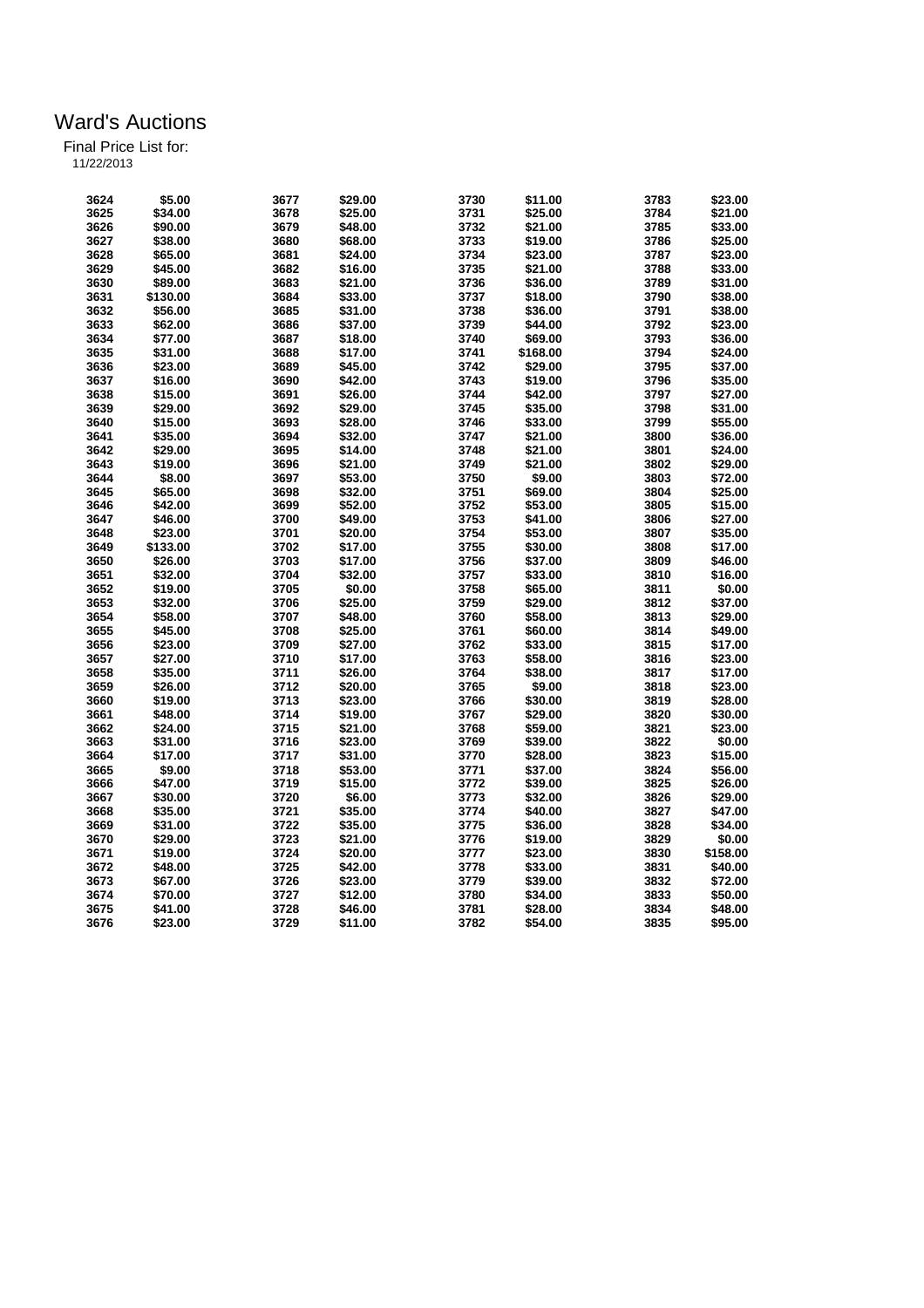# Ward's Auctions

Final Price List for:
11/22/2013

| Lot | Price | Lot | Price | Lot | Price | Lot | Price |
|---|---|---|---|---|---|---|---|
| 3624 | $5.00 | 3677 | $29.00 | 3730 | $11.00 | 3783 | $23.00 |
| 3625 | $34.00 | 3678 | $25.00 | 3731 | $25.00 | 3784 | $21.00 |
| 3626 | $90.00 | 3679 | $48.00 | 3732 | $21.00 | 3785 | $33.00 |
| 3627 | $38.00 | 3680 | $68.00 | 3733 | $19.00 | 3786 | $25.00 |
| 3628 | $65.00 | 3681 | $24.00 | 3734 | $23.00 | 3787 | $23.00 |
| 3629 | $45.00 | 3682 | $16.00 | 3735 | $21.00 | 3788 | $33.00 |
| 3630 | $89.00 | 3683 | $21.00 | 3736 | $36.00 | 3789 | $31.00 |
| 3631 | $130.00 | 3684 | $33.00 | 3737 | $18.00 | 3790 | $38.00 |
| 3632 | $56.00 | 3685 | $31.00 | 3738 | $36.00 | 3791 | $38.00 |
| 3633 | $62.00 | 3686 | $37.00 | 3739 | $44.00 | 3792 | $23.00 |
| 3634 | $77.00 | 3687 | $18.00 | 3740 | $69.00 | 3793 | $36.00 |
| 3635 | $31.00 | 3688 | $17.00 | 3741 | $168.00 | 3794 | $24.00 |
| 3636 | $23.00 | 3689 | $45.00 | 3742 | $29.00 | 3795 | $37.00 |
| 3637 | $16.00 | 3690 | $42.00 | 3743 | $19.00 | 3796 | $35.00 |
| 3638 | $15.00 | 3691 | $26.00 | 3744 | $42.00 | 3797 | $27.00 |
| 3639 | $29.00 | 3692 | $29.00 | 3745 | $35.00 | 3798 | $31.00 |
| 3640 | $15.00 | 3693 | $28.00 | 3746 | $33.00 | 3799 | $55.00 |
| 3641 | $35.00 | 3694 | $32.00 | 3747 | $21.00 | 3800 | $36.00 |
| 3642 | $29.00 | 3695 | $14.00 | 3748 | $21.00 | 3801 | $24.00 |
| 3643 | $19.00 | 3696 | $21.00 | 3749 | $21.00 | 3802 | $29.00 |
| 3644 | $8.00 | 3697 | $53.00 | 3750 | $9.00 | 3803 | $72.00 |
| 3645 | $65.00 | 3698 | $32.00 | 3751 | $69.00 | 3804 | $25.00 |
| 3646 | $42.00 | 3699 | $52.00 | 3752 | $53.00 | 3805 | $15.00 |
| 3647 | $46.00 | 3700 | $49.00 | 3753 | $41.00 | 3806 | $27.00 |
| 3648 | $23.00 | 3701 | $20.00 | 3754 | $53.00 | 3807 | $35.00 |
| 3649 | $133.00 | 3702 | $17.00 | 3755 | $30.00 | 3808 | $17.00 |
| 3650 | $26.00 | 3703 | $17.00 | 3756 | $37.00 | 3809 | $46.00 |
| 3651 | $32.00 | 3704 | $32.00 | 3757 | $33.00 | 3810 | $16.00 |
| 3652 | $19.00 | 3705 | $0.00 | 3758 | $65.00 | 3811 | $0.00 |
| 3653 | $32.00 | 3706 | $25.00 | 3759 | $29.00 | 3812 | $37.00 |
| 3654 | $58.00 | 3707 | $48.00 | 3760 | $58.00 | 3813 | $29.00 |
| 3655 | $45.00 | 3708 | $25.00 | 3761 | $60.00 | 3814 | $49.00 |
| 3656 | $23.00 | 3709 | $27.00 | 3762 | $33.00 | 3815 | $17.00 |
| 3657 | $27.00 | 3710 | $17.00 | 3763 | $58.00 | 3816 | $23.00 |
| 3658 | $35.00 | 3711 | $26.00 | 3764 | $38.00 | 3817 | $17.00 |
| 3659 | $26.00 | 3712 | $20.00 | 3765 | $9.00 | 3818 | $23.00 |
| 3660 | $19.00 | 3713 | $23.00 | 3766 | $30.00 | 3819 | $28.00 |
| 3661 | $48.00 | 3714 | $19.00 | 3767 | $29.00 | 3820 | $30.00 |
| 3662 | $24.00 | 3715 | $21.00 | 3768 | $59.00 | 3821 | $23.00 |
| 3663 | $31.00 | 3716 | $23.00 | 3769 | $39.00 | 3822 | $0.00 |
| 3664 | $17.00 | 3717 | $31.00 | 3770 | $28.00 | 3823 | $15.00 |
| 3665 | $9.00 | 3718 | $53.00 | 3771 | $37.00 | 3824 | $56.00 |
| 3666 | $47.00 | 3719 | $15.00 | 3772 | $39.00 | 3825 | $26.00 |
| 3667 | $30.00 | 3720 | $6.00 | 3773 | $32.00 | 3826 | $29.00 |
| 3668 | $35.00 | 3721 | $35.00 | 3774 | $40.00 | 3827 | $47.00 |
| 3669 | $31.00 | 3722 | $35.00 | 3775 | $36.00 | 3828 | $34.00 |
| 3670 | $29.00 | 3723 | $21.00 | 3776 | $19.00 | 3829 | $0.00 |
| 3671 | $19.00 | 3724 | $20.00 | 3777 | $23.00 | 3830 | $158.00 |
| 3672 | $48.00 | 3725 | $42.00 | 3778 | $33.00 | 3831 | $40.00 |
| 3673 | $67.00 | 3726 | $23.00 | 3779 | $39.00 | 3832 | $72.00 |
| 3674 | $70.00 | 3727 | $12.00 | 3780 | $34.00 | 3833 | $50.00 |
| 3675 | $41.00 | 3728 | $46.00 | 3781 | $28.00 | 3834 | $48.00 |
| 3676 | $23.00 | 3729 | $11.00 | 3782 | $54.00 | 3835 | $95.00 |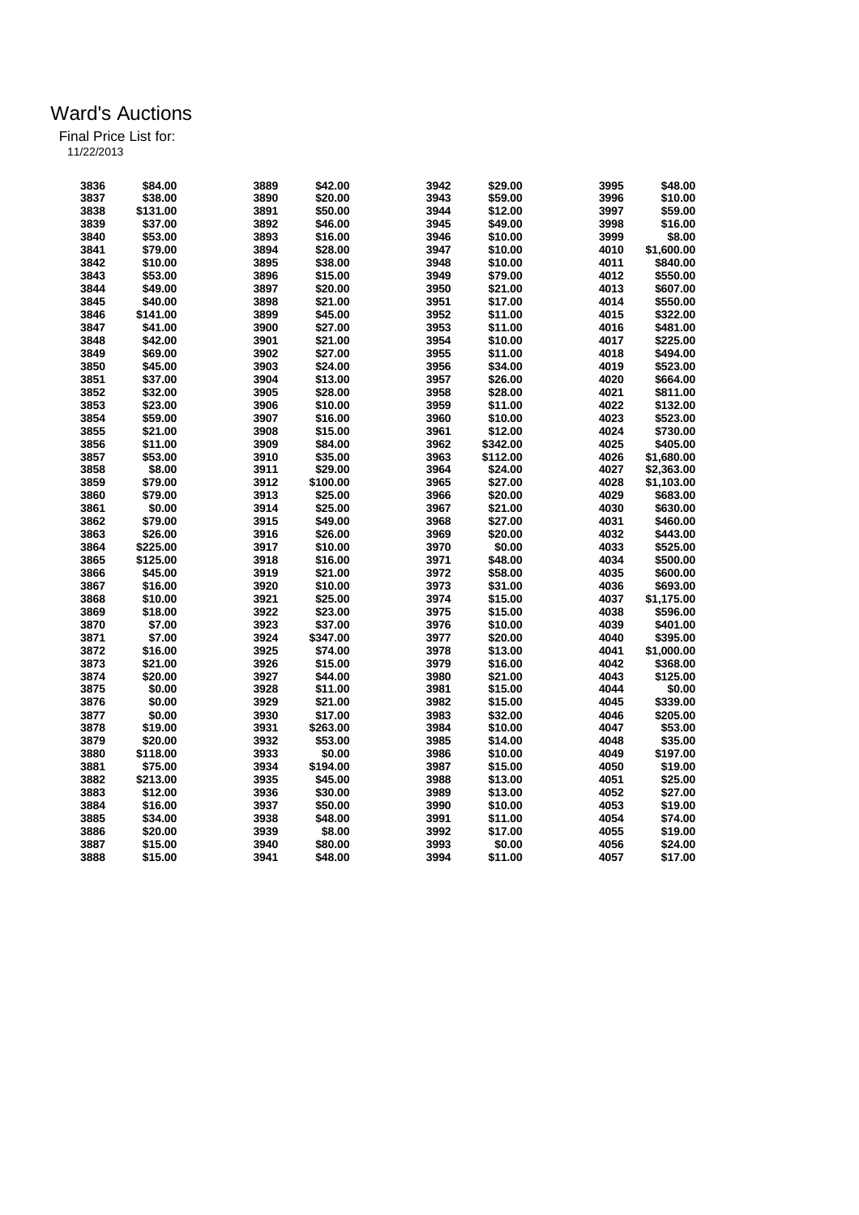# Ward's Auctions

Final Price List for:
11/22/2013

| Lot | Price | Lot | Price | Lot | Price | Lot | Price |
|---|---|---|---|---|---|---|---|
| 3836 | $84.00 | 3889 | $42.00 | 3942 | $29.00 | 3995 | $48.00 |
| 3837 | $38.00 | 3890 | $20.00 | 3943 | $59.00 | 3996 | $10.00 |
| 3838 | $131.00 | 3891 | $50.00 | 3944 | $12.00 | 3997 | $59.00 |
| 3839 | $37.00 | 3892 | $46.00 | 3945 | $49.00 | 3998 | $16.00 |
| 3840 | $53.00 | 3893 | $16.00 | 3946 | $10.00 | 3999 | $8.00 |
| 3841 | $79.00 | 3894 | $28.00 | 3947 | $10.00 | 4010 | $1,600.00 |
| 3842 | $10.00 | 3895 | $38.00 | 3948 | $10.00 | 4011 | $840.00 |
| 3843 | $53.00 | 3896 | $15.00 | 3949 | $79.00 | 4012 | $550.00 |
| 3844 | $49.00 | 3897 | $20.00 | 3950 | $21.00 | 4013 | $607.00 |
| 3845 | $40.00 | 3898 | $21.00 | 3951 | $17.00 | 4014 | $550.00 |
| 3846 | $141.00 | 3899 | $45.00 | 3952 | $11.00 | 4015 | $322.00 |
| 3847 | $41.00 | 3900 | $27.00 | 3953 | $11.00 | 4016 | $481.00 |
| 3848 | $42.00 | 3901 | $21.00 | 3954 | $10.00 | 4017 | $225.00 |
| 3849 | $69.00 | 3902 | $27.00 | 3955 | $11.00 | 4018 | $494.00 |
| 3850 | $45.00 | 3903 | $24.00 | 3956 | $34.00 | 4019 | $523.00 |
| 3851 | $37.00 | 3904 | $13.00 | 3957 | $26.00 | 4020 | $664.00 |
| 3852 | $32.00 | 3905 | $28.00 | 3958 | $28.00 | 4021 | $811.00 |
| 3853 | $23.00 | 3906 | $10.00 | 3959 | $11.00 | 4022 | $132.00 |
| 3854 | $59.00 | 3907 | $16.00 | 3960 | $10.00 | 4023 | $523.00 |
| 3855 | $21.00 | 3908 | $15.00 | 3961 | $12.00 | 4024 | $730.00 |
| 3856 | $11.00 | 3909 | $84.00 | 3962 | $342.00 | 4025 | $405.00 |
| 3857 | $53.00 | 3910 | $35.00 | 3963 | $112.00 | 4026 | $1,680.00 |
| 3858 | $8.00 | 3911 | $29.00 | 3964 | $24.00 | 4027 | $2,363.00 |
| 3859 | $79.00 | 3912 | $100.00 | 3965 | $27.00 | 4028 | $1,103.00 |
| 3860 | $79.00 | 3913 | $25.00 | 3966 | $20.00 | 4029 | $683.00 |
| 3861 | $0.00 | 3914 | $25.00 | 3967 | $21.00 | 4030 | $630.00 |
| 3862 | $79.00 | 3915 | $49.00 | 3968 | $27.00 | 4031 | $460.00 |
| 3863 | $26.00 | 3916 | $26.00 | 3969 | $20.00 | 4032 | $443.00 |
| 3864 | $225.00 | 3917 | $10.00 | 3970 | $0.00 | 4033 | $525.00 |
| 3865 | $125.00 | 3918 | $16.00 | 3971 | $48.00 | 4034 | $500.00 |
| 3866 | $45.00 | 3919 | $21.00 | 3972 | $58.00 | 4035 | $600.00 |
| 3867 | $16.00 | 3920 | $10.00 | 3973 | $31.00 | 4036 | $693.00 |
| 3868 | $10.00 | 3921 | $25.00 | 3974 | $15.00 | 4037 | $1,175.00 |
| 3869 | $18.00 | 3922 | $23.00 | 3975 | $15.00 | 4038 | $596.00 |
| 3870 | $7.00 | 3923 | $37.00 | 3976 | $10.00 | 4039 | $401.00 |
| 3871 | $7.00 | 3924 | $347.00 | 3977 | $20.00 | 4040 | $395.00 |
| 3872 | $16.00 | 3925 | $74.00 | 3978 | $13.00 | 4041 | $1,000.00 |
| 3873 | $21.00 | 3926 | $15.00 | 3979 | $16.00 | 4042 | $368.00 |
| 3874 | $20.00 | 3927 | $44.00 | 3980 | $21.00 | 4043 | $125.00 |
| 3875 | $0.00 | 3928 | $11.00 | 3981 | $15.00 | 4044 | $0.00 |
| 3876 | $0.00 | 3929 | $21.00 | 3982 | $15.00 | 4045 | $339.00 |
| 3877 | $0.00 | 3930 | $17.00 | 3983 | $32.00 | 4046 | $205.00 |
| 3878 | $19.00 | 3931 | $263.00 | 3984 | $10.00 | 4047 | $53.00 |
| 3879 | $20.00 | 3932 | $53.00 | 3985 | $14.00 | 4048 | $35.00 |
| 3880 | $118.00 | 3933 | $0.00 | 3986 | $10.00 | 4049 | $197.00 |
| 3881 | $75.00 | 3934 | $194.00 | 3987 | $15.00 | 4050 | $19.00 |
| 3882 | $213.00 | 3935 | $45.00 | 3988 | $13.00 | 4051 | $25.00 |
| 3883 | $12.00 | 3936 | $30.00 | 3989 | $13.00 | 4052 | $27.00 |
| 3884 | $16.00 | 3937 | $50.00 | 3990 | $10.00 | 4053 | $19.00 |
| 3885 | $34.00 | 3938 | $48.00 | 3991 | $11.00 | 4054 | $74.00 |
| 3886 | $20.00 | 3939 | $8.00 | 3992 | $17.00 | 4055 | $19.00 |
| 3887 | $15.00 | 3940 | $80.00 | 3993 | $0.00 | 4056 | $24.00 |
| 3888 | $15.00 | 3941 | $48.00 | 3994 | $11.00 | 4057 | $17.00 |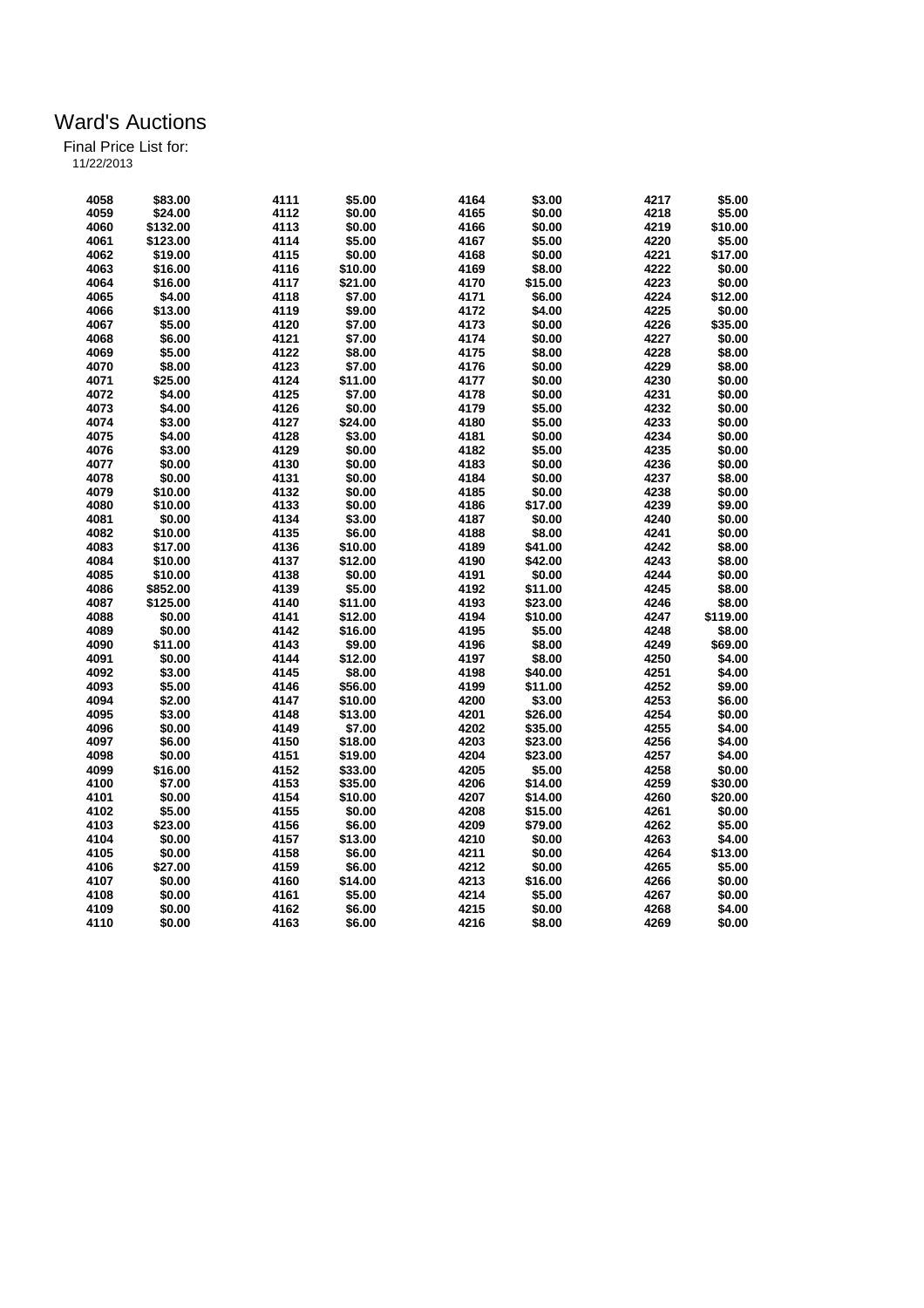# Ward's Auctions

Final Price List for:
11/22/2013

| | | | | | | | |
|---|---|---|---|---|---|---|---|
| 4058 | $83.00 | 4111 | $5.00 | 4164 | $3.00 | 4217 | $5.00 |
| 4059 | $24.00 | 4112 | $0.00 | 4165 | $0.00 | 4218 | $5.00 |
| 4060 | $132.00 | 4113 | $0.00 | 4166 | $0.00 | 4219 | $10.00 |
| 4061 | $123.00 | 4114 | $5.00 | 4167 | $5.00 | 4220 | $5.00 |
| 4062 | $19.00 | 4115 | $0.00 | 4168 | $0.00 | 4221 | $17.00 |
| 4063 | $16.00 | 4116 | $10.00 | 4169 | $8.00 | 4222 | $0.00 |
| 4064 | $16.00 | 4117 | $21.00 | 4170 | $15.00 | 4223 | $0.00 |
| 4065 | $4.00 | 4118 | $7.00 | 4171 | $6.00 | 4224 | $12.00 |
| 4066 | $13.00 | 4119 | $9.00 | 4172 | $4.00 | 4225 | $0.00 |
| 4067 | $5.00 | 4120 | $7.00 | 4173 | $0.00 | 4226 | $35.00 |
| 4068 | $6.00 | 4121 | $7.00 | 4174 | $0.00 | 4227 | $0.00 |
| 4069 | $5.00 | 4122 | $8.00 | 4175 | $8.00 | 4228 | $8.00 |
| 4070 | $8.00 | 4123 | $7.00 | 4176 | $0.00 | 4229 | $8.00 |
| 4071 | $25.00 | 4124 | $11.00 | 4177 | $0.00 | 4230 | $0.00 |
| 4072 | $4.00 | 4125 | $7.00 | 4178 | $0.00 | 4231 | $0.00 |
| 4073 | $4.00 | 4126 | $0.00 | 4179 | $5.00 | 4232 | $0.00 |
| 4074 | $3.00 | 4127 | $24.00 | 4180 | $5.00 | 4233 | $0.00 |
| 4075 | $4.00 | 4128 | $3.00 | 4181 | $0.00 | 4234 | $0.00 |
| 4076 | $3.00 | 4129 | $0.00 | 4182 | $5.00 | 4235 | $0.00 |
| 4077 | $0.00 | 4130 | $0.00 | 4183 | $0.00 | 4236 | $0.00 |
| 4078 | $0.00 | 4131 | $0.00 | 4184 | $0.00 | 4237 | $8.00 |
| 4079 | $10.00 | 4132 | $0.00 | 4185 | $0.00 | 4238 | $0.00 |
| 4080 | $10.00 | 4133 | $0.00 | 4186 | $17.00 | 4239 | $9.00 |
| 4081 | $0.00 | 4134 | $3.00 | 4187 | $0.00 | 4240 | $0.00 |
| 4082 | $10.00 | 4135 | $6.00 | 4188 | $8.00 | 4241 | $0.00 |
| 4083 | $17.00 | 4136 | $10.00 | 4189 | $41.00 | 4242 | $8.00 |
| 4084 | $10.00 | 4137 | $12.00 | 4190 | $42.00 | 4243 | $8.00 |
| 4085 | $10.00 | 4138 | $0.00 | 4191 | $0.00 | 4244 | $0.00 |
| 4086 | $852.00 | 4139 | $5.00 | 4192 | $11.00 | 4245 | $8.00 |
| 4087 | $125.00 | 4140 | $11.00 | 4193 | $23.00 | 4246 | $8.00 |
| 4088 | $0.00 | 4141 | $12.00 | 4194 | $10.00 | 4247 | $119.00 |
| 4089 | $0.00 | 4142 | $16.00 | 4195 | $5.00 | 4248 | $8.00 |
| 4090 | $11.00 | 4143 | $9.00 | 4196 | $8.00 | 4249 | $69.00 |
| 4091 | $0.00 | 4144 | $12.00 | 4197 | $8.00 | 4250 | $4.00 |
| 4092 | $3.00 | 4145 | $8.00 | 4198 | $40.00 | 4251 | $4.00 |
| 4093 | $5.00 | 4146 | $56.00 | 4199 | $11.00 | 4252 | $9.00 |
| 4094 | $2.00 | 4147 | $10.00 | 4200 | $3.00 | 4253 | $6.00 |
| 4095 | $3.00 | 4148 | $13.00 | 4201 | $26.00 | 4254 | $0.00 |
| 4096 | $0.00 | 4149 | $7.00 | 4202 | $35.00 | 4255 | $4.00 |
| 4097 | $6.00 | 4150 | $18.00 | 4203 | $23.00 | 4256 | $4.00 |
| 4098 | $0.00 | 4151 | $19.00 | 4204 | $23.00 | 4257 | $4.00 |
| 4099 | $16.00 | 4152 | $33.00 | 4205 | $5.00 | 4258 | $0.00 |
| 4100 | $7.00 | 4153 | $35.00 | 4206 | $14.00 | 4259 | $30.00 |
| 4101 | $0.00 | 4154 | $10.00 | 4207 | $14.00 | 4260 | $20.00 |
| 4102 | $5.00 | 4155 | $0.00 | 4208 | $15.00 | 4261 | $0.00 |
| 4103 | $23.00 | 4156 | $6.00 | 4209 | $79.00 | 4262 | $5.00 |
| 4104 | $0.00 | 4157 | $13.00 | 4210 | $0.00 | 4263 | $4.00 |
| 4105 | $0.00 | 4158 | $6.00 | 4211 | $0.00 | 4264 | $13.00 |
| 4106 | $27.00 | 4159 | $6.00 | 4212 | $0.00 | 4265 | $5.00 |
| 4107 | $0.00 | 4160 | $14.00 | 4213 | $16.00 | 4266 | $0.00 |
| 4108 | $0.00 | 4161 | $5.00 | 4214 | $5.00 | 4267 | $0.00 |
| 4109 | $0.00 | 4162 | $6.00 | 4215 | $0.00 | 4268 | $4.00 |
| 4110 | $0.00 | 4163 | $6.00 | 4216 | $8.00 | 4269 | $0.00 |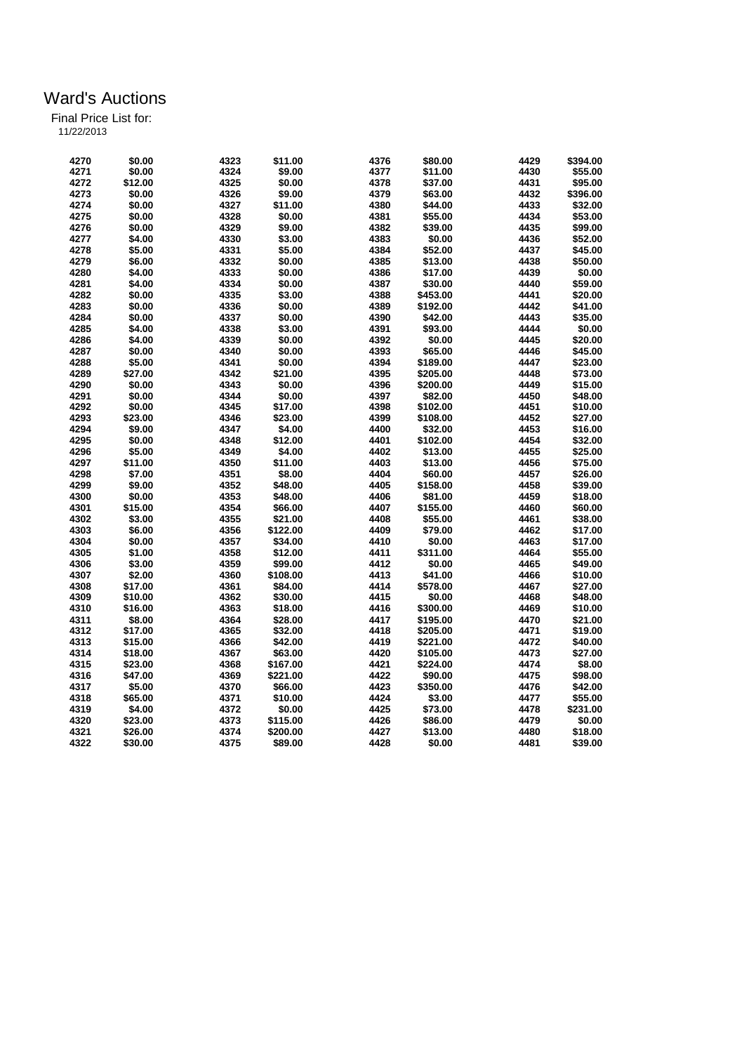# Ward's Auctions

Final Price List for:
11/22/2013

| Lot | Price | Lot | Price | Lot | Price | Lot | Price |
|---|---|---|---|---|---|---|---|
| 4270 | $0.00 | 4323 | $11.00 | 4376 | $80.00 | 4429 | $394.00 |
| 4271 | $0.00 | 4324 | $9.00 | 4377 | $11.00 | 4430 | $55.00 |
| 4272 | $12.00 | 4325 | $0.00 | 4378 | $37.00 | 4431 | $95.00 |
| 4273 | $0.00 | 4326 | $9.00 | 4379 | $63.00 | 4432 | $396.00 |
| 4274 | $0.00 | 4327 | $11.00 | 4380 | $44.00 | 4433 | $32.00 |
| 4275 | $0.00 | 4328 | $0.00 | 4381 | $55.00 | 4434 | $53.00 |
| 4276 | $0.00 | 4329 | $9.00 | 4382 | $39.00 | 4435 | $99.00 |
| 4277 | $4.00 | 4330 | $3.00 | 4383 | $0.00 | 4436 | $52.00 |
| 4278 | $5.00 | 4331 | $5.00 | 4384 | $52.00 | 4437 | $45.00 |
| 4279 | $6.00 | 4332 | $0.00 | 4385 | $13.00 | 4438 | $50.00 |
| 4280 | $4.00 | 4333 | $0.00 | 4386 | $17.00 | 4439 | $0.00 |
| 4281 | $4.00 | 4334 | $0.00 | 4387 | $30.00 | 4440 | $59.00 |
| 4282 | $0.00 | 4335 | $3.00 | 4388 | $453.00 | 4441 | $20.00 |
| 4283 | $0.00 | 4336 | $0.00 | 4389 | $192.00 | 4442 | $41.00 |
| 4284 | $0.00 | 4337 | $0.00 | 4390 | $42.00 | 4443 | $35.00 |
| 4285 | $4.00 | 4338 | $3.00 | 4391 | $93.00 | 4444 | $0.00 |
| 4286 | $4.00 | 4339 | $0.00 | 4392 | $0.00 | 4445 | $20.00 |
| 4287 | $0.00 | 4340 | $0.00 | 4393 | $65.00 | 4446 | $45.00 |
| 4288 | $5.00 | 4341 | $0.00 | 4394 | $189.00 | 4447 | $23.00 |
| 4289 | $27.00 | 4342 | $21.00 | 4395 | $205.00 | 4448 | $73.00 |
| 4290 | $0.00 | 4343 | $0.00 | 4396 | $200.00 | 4449 | $15.00 |
| 4291 | $0.00 | 4344 | $0.00 | 4397 | $82.00 | 4450 | $48.00 |
| 4292 | $0.00 | 4345 | $17.00 | 4398 | $102.00 | 4451 | $10.00 |
| 4293 | $23.00 | 4346 | $23.00 | 4399 | $108.00 | 4452 | $27.00 |
| 4294 | $9.00 | 4347 | $4.00 | 4400 | $32.00 | 4453 | $16.00 |
| 4295 | $0.00 | 4348 | $12.00 | 4401 | $102.00 | 4454 | $32.00 |
| 4296 | $5.00 | 4349 | $4.00 | 4402 | $13.00 | 4455 | $25.00 |
| 4297 | $11.00 | 4350 | $11.00 | 4403 | $13.00 | 4456 | $75.00 |
| 4298 | $7.00 | 4351 | $8.00 | 4404 | $60.00 | 4457 | $26.00 |
| 4299 | $9.00 | 4352 | $48.00 | 4405 | $158.00 | 4458 | $39.00 |
| 4300 | $0.00 | 4353 | $48.00 | 4406 | $81.00 | 4459 | $18.00 |
| 4301 | $15.00 | 4354 | $66.00 | 4407 | $155.00 | 4460 | $60.00 |
| 4302 | $3.00 | 4355 | $21.00 | 4408 | $55.00 | 4461 | $38.00 |
| 4303 | $6.00 | 4356 | $122.00 | 4409 | $79.00 | 4462 | $17.00 |
| 4304 | $0.00 | 4357 | $34.00 | 4410 | $0.00 | 4463 | $17.00 |
| 4305 | $1.00 | 4358 | $12.00 | 4411 | $311.00 | 4464 | $55.00 |
| 4306 | $3.00 | 4359 | $99.00 | 4412 | $0.00 | 4465 | $49.00 |
| 4307 | $2.00 | 4360 | $108.00 | 4413 | $41.00 | 4466 | $10.00 |
| 4308 | $17.00 | 4361 | $84.00 | 4414 | $578.00 | 4467 | $27.00 |
| 4309 | $10.00 | 4362 | $30.00 | 4415 | $0.00 | 4468 | $48.00 |
| 4310 | $16.00 | 4363 | $18.00 | 4416 | $300.00 | 4469 | $10.00 |
| 4311 | $8.00 | 4364 | $28.00 | 4417 | $195.00 | 4470 | $21.00 |
| 4312 | $17.00 | 4365 | $32.00 | 4418 | $205.00 | 4471 | $19.00 |
| 4313 | $15.00 | 4366 | $42.00 | 4419 | $221.00 | 4472 | $40.00 |
| 4314 | $18.00 | 4367 | $63.00 | 4420 | $105.00 | 4473 | $27.00 |
| 4315 | $23.00 | 4368 | $167.00 | 4421 | $224.00 | 4474 | $8.00 |
| 4316 | $47.00 | 4369 | $221.00 | 4422 | $90.00 | 4475 | $98.00 |
| 4317 | $5.00 | 4370 | $66.00 | 4423 | $350.00 | 4476 | $42.00 |
| 4318 | $65.00 | 4371 | $10.00 | 4424 | $3.00 | 4477 | $55.00 |
| 4319 | $4.00 | 4372 | $0.00 | 4425 | $73.00 | 4478 | $231.00 |
| 4320 | $23.00 | 4373 | $115.00 | 4426 | $86.00 | 4479 | $0.00 |
| 4321 | $26.00 | 4374 | $200.00 | 4427 | $13.00 | 4480 | $18.00 |
| 4322 | $30.00 | 4375 | $89.00 | 4428 | $0.00 | 4481 | $39.00 |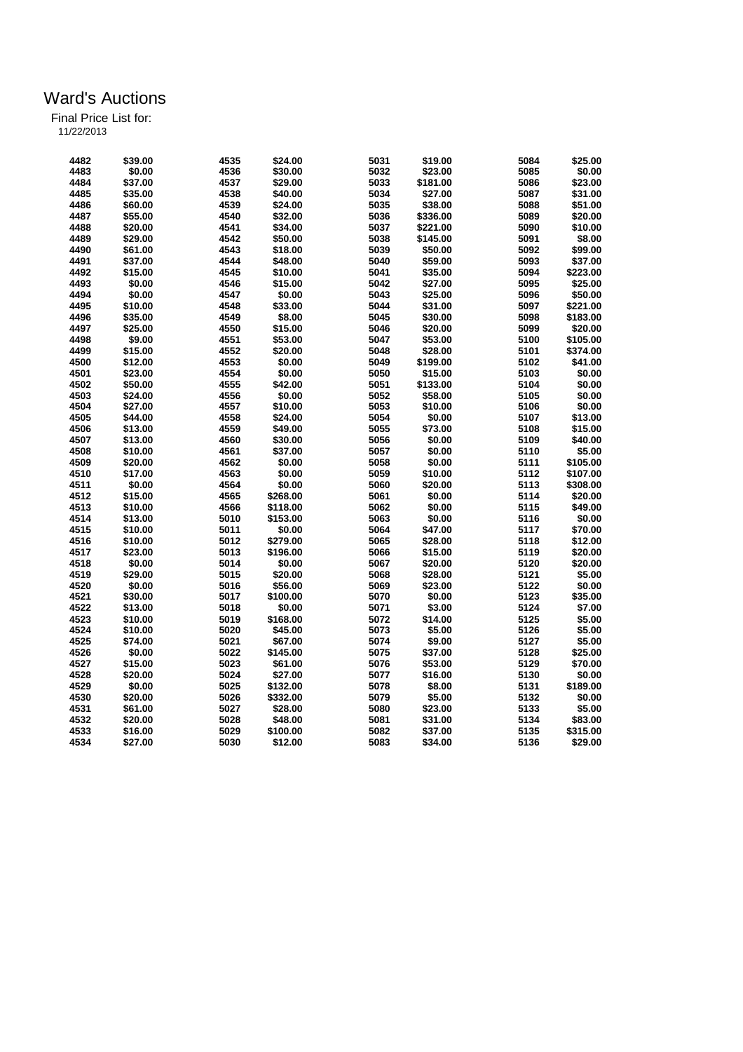# Ward's Auctions

Final Price List for:

11/22/2013

| | | | | | | | |
|---|---|---|---|---|---|---|---|
| 4482 | $39.00 | 4535 | $24.00 | 5031 | $19.00 | 5084 | $25.00 |
| 4483 | $0.00 | 4536 | $30.00 | 5032 | $23.00 | 5085 | $0.00 |
| 4484 | $37.00 | 4537 | $29.00 | 5033 | $181.00 | 5086 | $23.00 |
| 4485 | $35.00 | 4538 | $40.00 | 5034 | $27.00 | 5087 | $31.00 |
| 4486 | $60.00 | 4539 | $24.00 | 5035 | $38.00 | 5088 | $51.00 |
| 4487 | $55.00 | 4540 | $32.00 | 5036 | $336.00 | 5089 | $20.00 |
| 4488 | $20.00 | 4541 | $34.00 | 5037 | $221.00 | 5090 | $10.00 |
| 4489 | $29.00 | 4542 | $50.00 | 5038 | $145.00 | 5091 | $8.00 |
| 4490 | $61.00 | 4543 | $18.00 | 5039 | $50.00 | 5092 | $99.00 |
| 4491 | $37.00 | 4544 | $48.00 | 5040 | $59.00 | 5093 | $37.00 |
| 4492 | $15.00 | 4545 | $10.00 | 5041 | $35.00 | 5094 | $223.00 |
| 4493 | $0.00 | 4546 | $15.00 | 5042 | $27.00 | 5095 | $25.00 |
| 4494 | $0.00 | 4547 | $0.00 | 5043 | $25.00 | 5096 | $50.00 |
| 4495 | $10.00 | 4548 | $33.00 | 5044 | $31.00 | 5097 | $221.00 |
| 4496 | $35.00 | 4549 | $8.00 | 5045 | $30.00 | 5098 | $183.00 |
| 4497 | $25.00 | 4550 | $15.00 | 5046 | $20.00 | 5099 | $20.00 |
| 4498 | $9.00 | 4551 | $53.00 | 5047 | $53.00 | 5100 | $105.00 |
| 4499 | $15.00 | 4552 | $20.00 | 5048 | $28.00 | 5101 | $374.00 |
| 4500 | $12.00 | 4553 | $0.00 | 5049 | $199.00 | 5102 | $41.00 |
| 4501 | $23.00 | 4554 | $0.00 | 5050 | $15.00 | 5103 | $0.00 |
| 4502 | $50.00 | 4555 | $42.00 | 5051 | $133.00 | 5104 | $0.00 |
| 4503 | $24.00 | 4556 | $0.00 | 5052 | $58.00 | 5105 | $0.00 |
| 4504 | $27.00 | 4557 | $10.00 | 5053 | $10.00 | 5106 | $0.00 |
| 4505 | $44.00 | 4558 | $24.00 | 5054 | $0.00 | 5107 | $13.00 |
| 4506 | $13.00 | 4559 | $49.00 | 5055 | $73.00 | 5108 | $15.00 |
| 4507 | $13.00 | 4560 | $30.00 | 5056 | $0.00 | 5109 | $40.00 |
| 4508 | $10.00 | 4561 | $37.00 | 5057 | $0.00 | 5110 | $5.00 |
| 4509 | $20.00 | 4562 | $0.00 | 5058 | $0.00 | 5111 | $105.00 |
| 4510 | $17.00 | 4563 | $0.00 | 5059 | $10.00 | 5112 | $107.00 |
| 4511 | $0.00 | 4564 | $0.00 | 5060 | $20.00 | 5113 | $308.00 |
| 4512 | $15.00 | 4565 | $268.00 | 5061 | $0.00 | 5114 | $20.00 |
| 4513 | $10.00 | 4566 | $118.00 | 5062 | $0.00 | 5115 | $49.00 |
| 4514 | $13.00 | 5010 | $153.00 | 5063 | $0.00 | 5116 | $0.00 |
| 4515 | $10.00 | 5011 | $0.00 | 5064 | $47.00 | 5117 | $70.00 |
| 4516 | $10.00 | 5012 | $279.00 | 5065 | $28.00 | 5118 | $12.00 |
| 4517 | $23.00 | 5013 | $196.00 | 5066 | $15.00 | 5119 | $20.00 |
| 4518 | $0.00 | 5014 | $0.00 | 5067 | $20.00 | 5120 | $20.00 |
| 4519 | $29.00 | 5015 | $20.00 | 5068 | $28.00 | 5121 | $5.00 |
| 4520 | $0.00 | 5016 | $56.00 | 5069 | $23.00 | 5122 | $0.00 |
| 4521 | $30.00 | 5017 | $100.00 | 5070 | $0.00 | 5123 | $35.00 |
| 4522 | $13.00 | 5018 | $0.00 | 5071 | $3.00 | 5124 | $7.00 |
| 4523 | $10.00 | 5019 | $168.00 | 5072 | $14.00 | 5125 | $5.00 |
| 4524 | $10.00 | 5020 | $45.00 | 5073 | $5.00 | 5126 | $5.00 |
| 4525 | $74.00 | 5021 | $67.00 | 5074 | $9.00 | 5127 | $5.00 |
| 4526 | $0.00 | 5022 | $145.00 | 5075 | $37.00 | 5128 | $25.00 |
| 4527 | $15.00 | 5023 | $61.00 | 5076 | $53.00 | 5129 | $70.00 |
| 4528 | $20.00 | 5024 | $27.00 | 5077 | $16.00 | 5130 | $0.00 |
| 4529 | $0.00 | 5025 | $132.00 | 5078 | $8.00 | 5131 | $189.00 |
| 4530 | $20.00 | 5026 | $332.00 | 5079 | $5.00 | 5132 | $0.00 |
| 4531 | $61.00 | 5027 | $28.00 | 5080 | $23.00 | 5133 | $5.00 |
| 4532 | $20.00 | 5028 | $48.00 | 5081 | $31.00 | 5134 | $83.00 |
| 4533 | $16.00 | 5029 | $100.00 | 5082 | $37.00 | 5135 | $315.00 |
| 4534 | $27.00 | 5030 | $12.00 | 5083 | $34.00 | 5136 | $29.00 |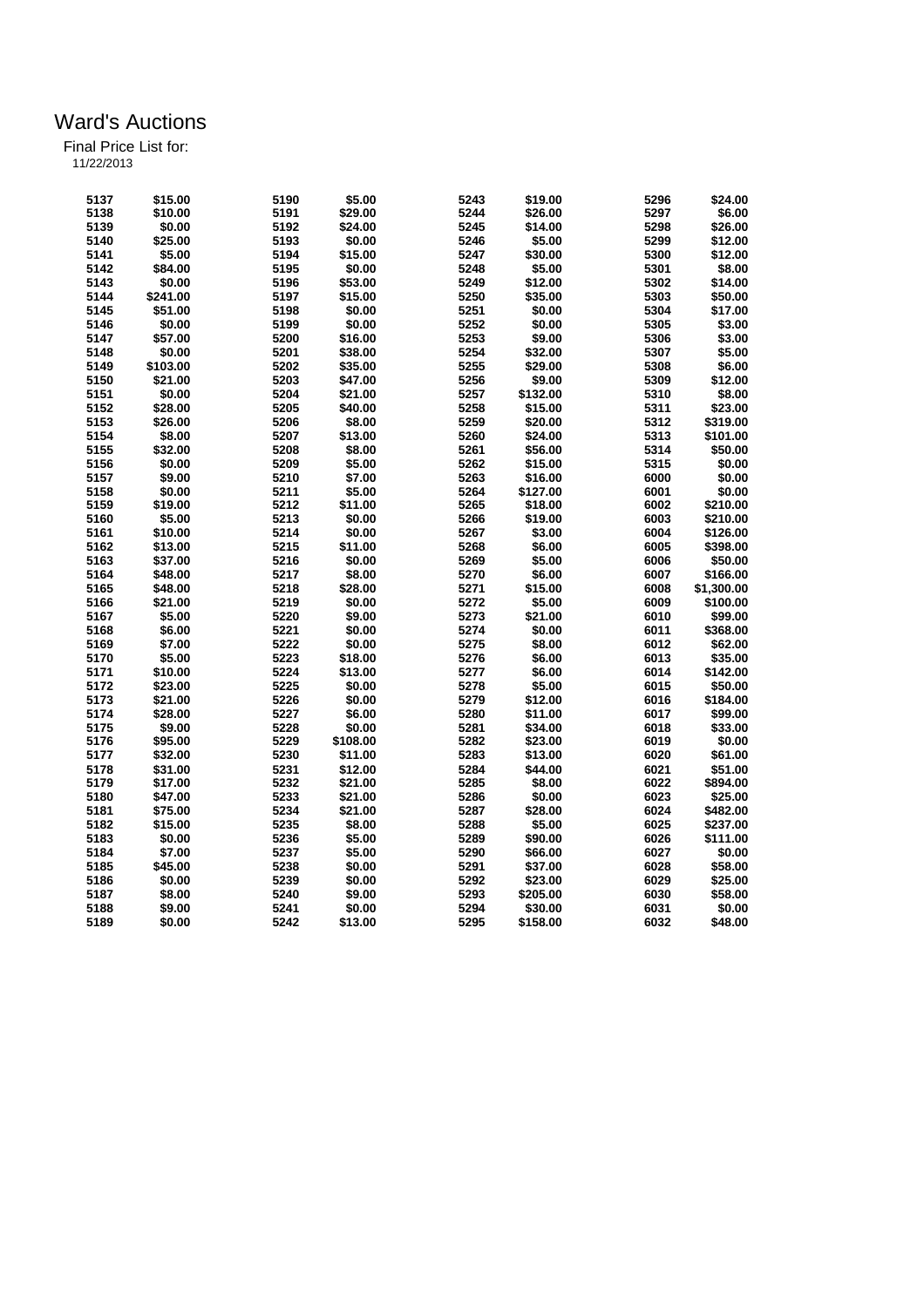# Ward's Auctions

Final Price List for:
11/22/2013

| Lot | Price | Lot | Price | Lot | Price | Lot | Price |
|---|---|---|---|---|---|---|---|
| 5137 | $15.00 | 5190 | $5.00 | 5243 | $19.00 | 5296 | $24.00 |
| 5138 | $10.00 | 5191 | $29.00 | 5244 | $26.00 | 5297 | $6.00 |
| 5139 | $0.00 | 5192 | $24.00 | 5245 | $14.00 | 5298 | $26.00 |
| 5140 | $25.00 | 5193 | $0.00 | 5246 | $5.00 | 5299 | $12.00 |
| 5141 | $5.00 | 5194 | $15.00 | 5247 | $30.00 | 5300 | $12.00 |
| 5142 | $84.00 | 5195 | $0.00 | 5248 | $5.00 | 5301 | $8.00 |
| 5143 | $0.00 | 5196 | $53.00 | 5249 | $12.00 | 5302 | $14.00 |
| 5144 | $241.00 | 5197 | $15.00 | 5250 | $35.00 | 5303 | $50.00 |
| 5145 | $51.00 | 5198 | $0.00 | 5251 | $0.00 | 5304 | $17.00 |
| 5146 | $0.00 | 5199 | $0.00 | 5252 | $0.00 | 5305 | $3.00 |
| 5147 | $57.00 | 5200 | $16.00 | 5253 | $9.00 | 5306 | $3.00 |
| 5148 | $0.00 | 5201 | $38.00 | 5254 | $32.00 | 5307 | $5.00 |
| 5149 | $103.00 | 5202 | $35.00 | 5255 | $29.00 | 5308 | $6.00 |
| 5150 | $21.00 | 5203 | $47.00 | 5256 | $9.00 | 5309 | $12.00 |
| 5151 | $0.00 | 5204 | $21.00 | 5257 | $132.00 | 5310 | $8.00 |
| 5152 | $28.00 | 5205 | $40.00 | 5258 | $15.00 | 5311 | $23.00 |
| 5153 | $26.00 | 5206 | $8.00 | 5259 | $20.00 | 5312 | $319.00 |
| 5154 | $8.00 | 5207 | $13.00 | 5260 | $24.00 | 5313 | $101.00 |
| 5155 | $32.00 | 5208 | $8.00 | 5261 | $56.00 | 5314 | $50.00 |
| 5156 | $0.00 | 5209 | $5.00 | 5262 | $15.00 | 5315 | $0.00 |
| 5157 | $9.00 | 5210 | $7.00 | 5263 | $16.00 | 6000 | $0.00 |
| 5158 | $0.00 | 5211 | $5.00 | 5264 | $127.00 | 6001 | $0.00 |
| 5159 | $19.00 | 5212 | $11.00 | 5265 | $18.00 | 6002 | $210.00 |
| 5160 | $5.00 | 5213 | $0.00 | 5266 | $19.00 | 6003 | $210.00 |
| 5161 | $10.00 | 5214 | $0.00 | 5267 | $3.00 | 6004 | $126.00 |
| 5162 | $13.00 | 5215 | $11.00 | 5268 | $6.00 | 6005 | $398.00 |
| 5163 | $37.00 | 5216 | $0.00 | 5269 | $5.00 | 6006 | $50.00 |
| 5164 | $48.00 | 5217 | $8.00 | 5270 | $6.00 | 6007 | $166.00 |
| 5165 | $48.00 | 5218 | $28.00 | 5271 | $15.00 | 6008 | $1,300.00 |
| 5166 | $21.00 | 5219 | $0.00 | 5272 | $5.00 | 6009 | $100.00 |
| 5167 | $5.00 | 5220 | $9.00 | 5273 | $21.00 | 6010 | $99.00 |
| 5168 | $6.00 | 5221 | $0.00 | 5274 | $0.00 | 6011 | $368.00 |
| 5169 | $7.00 | 5222 | $0.00 | 5275 | $8.00 | 6012 | $62.00 |
| 5170 | $5.00 | 5223 | $18.00 | 5276 | $6.00 | 6013 | $35.00 |
| 5171 | $10.00 | 5224 | $13.00 | 5277 | $6.00 | 6014 | $142.00 |
| 5172 | $23.00 | 5225 | $0.00 | 5278 | $5.00 | 6015 | $50.00 |
| 5173 | $21.00 | 5226 | $0.00 | 5279 | $12.00 | 6016 | $184.00 |
| 5174 | $28.00 | 5227 | $6.00 | 5280 | $11.00 | 6017 | $99.00 |
| 5175 | $9.00 | 5228 | $0.00 | 5281 | $34.00 | 6018 | $33.00 |
| 5176 | $95.00 | 5229 | $108.00 | 5282 | $23.00 | 6019 | $0.00 |
| 5177 | $32.00 | 5230 | $11.00 | 5283 | $13.00 | 6020 | $61.00 |
| 5178 | $31.00 | 5231 | $12.00 | 5284 | $44.00 | 6021 | $51.00 |
| 5179 | $17.00 | 5232 | $21.00 | 5285 | $8.00 | 6022 | $894.00 |
| 5180 | $47.00 | 5233 | $21.00 | 5286 | $0.00 | 6023 | $25.00 |
| 5181 | $75.00 | 5234 | $21.00 | 5287 | $28.00 | 6024 | $482.00 |
| 5182 | $15.00 | 5235 | $8.00 | 5288 | $5.00 | 6025 | $237.00 |
| 5183 | $0.00 | 5236 | $5.00 | 5289 | $90.00 | 6026 | $111.00 |
| 5184 | $7.00 | 5237 | $5.00 | 5290 | $66.00 | 6027 | $0.00 |
| 5185 | $45.00 | 5238 | $0.00 | 5291 | $37.00 | 6028 | $58.00 |
| 5186 | $0.00 | 5239 | $0.00 | 5292 | $23.00 | 6029 | $25.00 |
| 5187 | $8.00 | 5240 | $9.00 | 5293 | $205.00 | 6030 | $58.00 |
| 5188 | $9.00 | 5241 | $0.00 | 5294 | $30.00 | 6031 | $0.00 |
| 5189 | $0.00 | 5242 | $13.00 | 5295 | $158.00 | 6032 | $48.00 |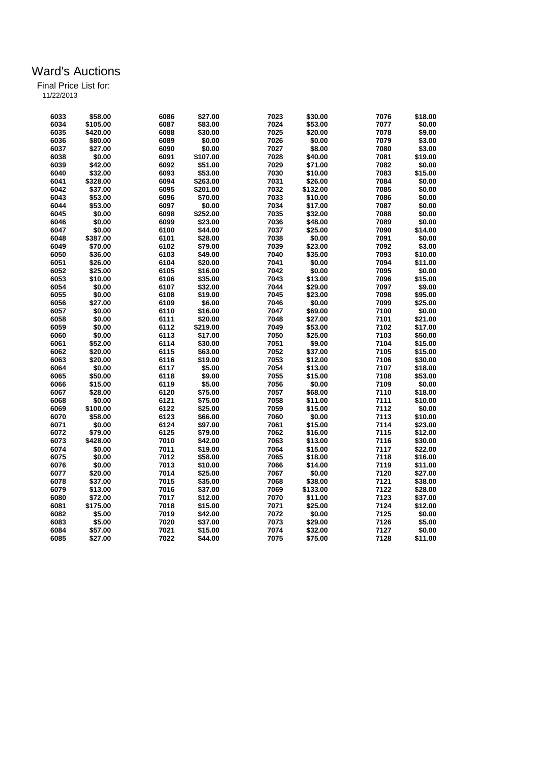# Ward's Auctions

Final Price List for:
11/22/2013

| Lot | Price | Lot | Price | Lot | Price | Lot | Price |
|---|---|---|---|---|---|---|---|
| 6033 | $58.00 | 6086 | $27.00 | 7023 | $30.00 | 7076 | $18.00 |
| 6034 | $105.00 | 6087 | $83.00 | 7024 | $53.00 | 7077 | $0.00 |
| 6035 | $420.00 | 6088 | $30.00 | 7025 | $20.00 | 7078 | $9.00 |
| 6036 | $80.00 | 6089 | $0.00 | 7026 | $0.00 | 7079 | $3.00 |
| 6037 | $27.00 | 6090 | $0.00 | 7027 | $8.00 | 7080 | $3.00 |
| 6038 | $0.00 | 6091 | $107.00 | 7028 | $40.00 | 7081 | $19.00 |
| 6039 | $42.00 | 6092 | $51.00 | 7029 | $71.00 | 7082 | $0.00 |
| 6040 | $32.00 | 6093 | $53.00 | 7030 | $10.00 | 7083 | $15.00 |
| 6041 | $328.00 | 6094 | $263.00 | 7031 | $26.00 | 7084 | $0.00 |
| 6042 | $37.00 | 6095 | $201.00 | 7032 | $132.00 | 7085 | $0.00 |
| 6043 | $53.00 | 6096 | $70.00 | 7033 | $10.00 | 7086 | $0.00 |
| 6044 | $53.00 | 6097 | $0.00 | 7034 | $17.00 | 7087 | $0.00 |
| 6045 | $0.00 | 6098 | $252.00 | 7035 | $32.00 | 7088 | $0.00 |
| 6046 | $0.00 | 6099 | $23.00 | 7036 | $48.00 | 7089 | $0.00 |
| 6047 | $0.00 | 6100 | $44.00 | 7037 | $25.00 | 7090 | $14.00 |
| 6048 | $387.00 | 6101 | $28.00 | 7038 | $0.00 | 7091 | $0.00 |
| 6049 | $70.00 | 6102 | $79.00 | 7039 | $23.00 | 7092 | $3.00 |
| 6050 | $36.00 | 6103 | $49.00 | 7040 | $35.00 | 7093 | $10.00 |
| 6051 | $26.00 | 6104 | $20.00 | 7041 | $0.00 | 7094 | $11.00 |
| 6052 | $25.00 | 6105 | $16.00 | 7042 | $0.00 | 7095 | $0.00 |
| 6053 | $10.00 | 6106 | $35.00 | 7043 | $13.00 | 7096 | $15.00 |
| 6054 | $0.00 | 6107 | $32.00 | 7044 | $29.00 | 7097 | $9.00 |
| 6055 | $0.00 | 6108 | $19.00 | 7045 | $23.00 | 7098 | $95.00 |
| 6056 | $27.00 | 6109 | $6.00 | 7046 | $0.00 | 7099 | $25.00 |
| 6057 | $0.00 | 6110 | $16.00 | 7047 | $69.00 | 7100 | $0.00 |
| 6058 | $0.00 | 6111 | $20.00 | 7048 | $27.00 | 7101 | $21.00 |
| 6059 | $0.00 | 6112 | $219.00 | 7049 | $53.00 | 7102 | $17.00 |
| 6060 | $0.00 | 6113 | $17.00 | 7050 | $25.00 | 7103 | $50.00 |
| 6061 | $52.00 | 6114 | $30.00 | 7051 | $9.00 | 7104 | $15.00 |
| 6062 | $20.00 | 6115 | $63.00 | 7052 | $37.00 | 7105 | $15.00 |
| 6063 | $20.00 | 6116 | $19.00 | 7053 | $12.00 | 7106 | $30.00 |
| 6064 | $0.00 | 6117 | $5.00 | 7054 | $13.00 | 7107 | $18.00 |
| 6065 | $50.00 | 6118 | $9.00 | 7055 | $15.00 | 7108 | $53.00 |
| 6066 | $15.00 | 6119 | $5.00 | 7056 | $0.00 | 7109 | $0.00 |
| 6067 | $28.00 | 6120 | $75.00 | 7057 | $68.00 | 7110 | $18.00 |
| 6068 | $0.00 | 6121 | $75.00 | 7058 | $11.00 | 7111 | $10.00 |
| 6069 | $100.00 | 6122 | $25.00 | 7059 | $15.00 | 7112 | $0.00 |
| 6070 | $58.00 | 6123 | $66.00 | 7060 | $0.00 | 7113 | $10.00 |
| 6071 | $0.00 | 6124 | $97.00 | 7061 | $15.00 | 7114 | $23.00 |
| 6072 | $79.00 | 6125 | $79.00 | 7062 | $16.00 | 7115 | $12.00 |
| 6073 | $428.00 | 7010 | $42.00 | 7063 | $13.00 | 7116 | $30.00 |
| 6074 | $0.00 | 7011 | $19.00 | 7064 | $15.00 | 7117 | $22.00 |
| 6075 | $0.00 | 7012 | $58.00 | 7065 | $18.00 | 7118 | $16.00 |
| 6076 | $0.00 | 7013 | $10.00 | 7066 | $14.00 | 7119 | $11.00 |
| 6077 | $20.00 | 7014 | $25.00 | 7067 | $0.00 | 7120 | $27.00 |
| 6078 | $37.00 | 7015 | $35.00 | 7068 | $38.00 | 7121 | $38.00 |
| 6079 | $13.00 | 7016 | $37.00 | 7069 | $133.00 | 7122 | $28.00 |
| 6080 | $72.00 | 7017 | $12.00 | 7070 | $11.00 | 7123 | $37.00 |
| 6081 | $175.00 | 7018 | $15.00 | 7071 | $25.00 | 7124 | $12.00 |
| 6082 | $5.00 | 7019 | $42.00 | 7072 | $0.00 | 7125 | $0.00 |
| 6083 | $5.00 | 7020 | $37.00 | 7073 | $29.00 | 7126 | $5.00 |
| 6084 | $57.00 | 7021 | $15.00 | 7074 | $32.00 | 7127 | $0.00 |
| 6085 | $27.00 | 7022 | $44.00 | 7075 | $75.00 | 7128 | $11.00 |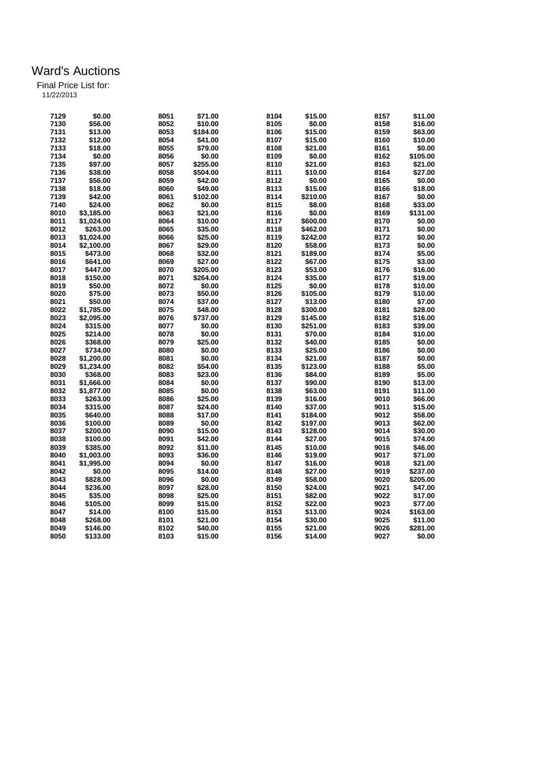# Ward's Auctions

Final Price List for:
11/22/2013

| Lot | Price | Lot | Price | Lot | Price | Lot | Price |
|---|---|---|---|---|---|---|---|
| 7129 | $0.00 | 8051 | $71.00 | 8104 | $15.00 | 8157 | $11.00 |
| 7130 | $56.00 | 8052 | $10.00 | 8105 | $0.00 | 8158 | $16.00 |
| 7131 | $13.00 | 8053 | $184.00 | 8106 | $15.00 | 8159 | $63.00 |
| 7132 | $12.00 | 8054 | $41.00 | 8107 | $15.00 | 8160 | $10.00 |
| 7133 | $18.00 | 8055 | $79.00 | 8108 | $21.00 | 8161 | $0.00 |
| 7134 | $0.00 | 8056 | $0.00 | 8109 | $0.00 | 8162 | $105.00 |
| 7135 | $97.00 | 8057 | $255.00 | 8110 | $21.00 | 8163 | $21.00 |
| 7136 | $38.00 | 8058 | $504.00 | 8111 | $10.00 | 8164 | $27.00 |
| 7137 | $56.00 | 8059 | $42.00 | 8112 | $0.00 | 8165 | $0.00 |
| 7138 | $18.00 | 8060 | $49.00 | 8113 | $15.00 | 8166 | $18.00 |
| 7139 | $42.00 | 8061 | $102.00 | 8114 | $210.00 | 8167 | $0.00 |
| 7140 | $24.00 | 8062 | $0.00 | 8115 | $8.00 | 8168 | $33.00 |
| 8010 | $3,185.00 | 8063 | $21.00 | 8116 | $0.00 | 8169 | $131.00 |
| 8011 | $1,024.00 | 8064 | $10.00 | 8117 | $600.00 | 8170 | $0.00 |
| 8012 | $263.00 | 8065 | $35.00 | 8118 | $462.00 | 8171 | $0.00 |
| 8013 | $1,024.00 | 8066 | $25.00 | 8119 | $242.00 | 8172 | $0.00 |
| 8014 | $2,100.00 | 8067 | $29.00 | 8120 | $58.00 | 8173 | $0.00 |
| 8015 | $473.00 | 8068 | $32.00 | 8121 | $189.00 | 8174 | $5.00 |
| 8016 | $641.00 | 8069 | $27.00 | 8122 | $67.00 | 8175 | $3.00 |
| 8017 | $447.00 | 8070 | $205.00 | 8123 | $53.00 | 8176 | $16.00 |
| 8018 | $150.00 | 8071 | $264.00 | 8124 | $35.00 | 8177 | $19.00 |
| 8019 | $50.00 | 8072 | $0.00 | 8125 | $0.00 | 8178 | $10.00 |
| 8020 | $75.00 | 8073 | $50.00 | 8126 | $105.00 | 8179 | $10.00 |
| 8021 | $50.00 | 8074 | $37.00 | 8127 | $13.00 | 8180 | $7.00 |
| 8022 | $1,785.00 | 8075 | $48.00 | 8128 | $300.00 | 8181 | $28.00 |
| 8023 | $2,095.00 | 8076 | $737.00 | 8129 | $145.00 | 8182 | $16.00 |
| 8024 | $315.00 | 8077 | $0.00 | 8130 | $251.00 | 8183 | $39.00 |
| 8025 | $214.00 | 8078 | $0.00 | 8131 | $70.00 | 8184 | $10.00 |
| 8026 | $368.00 | 8079 | $25.00 | 8132 | $40.00 | 8185 | $0.00 |
| 8027 | $734.00 | 8080 | $0.00 | 8133 | $25.00 | 8186 | $0.00 |
| 8028 | $1,200.00 | 8081 | $0.00 | 8134 | $21.00 | 8187 | $0.00 |
| 8029 | $1,234.00 | 8082 | $54.00 | 8135 | $123.00 | 8188 | $5.00 |
| 8030 | $368.00 | 8083 | $23.00 | 8136 | $84.00 | 8189 | $5.00 |
| 8031 | $1,666.00 | 8084 | $0.00 | 8137 | $90.00 | 8190 | $13.00 |
| 8032 | $1,877.00 | 8085 | $0.00 | 8138 | $63.00 | 8191 | $11.00 |
| 8033 | $263.00 | 8086 | $25.00 | 8139 | $16.00 | 9010 | $66.00 |
| 8034 | $315.00 | 8087 | $24.00 | 8140 | $37.00 | 9011 | $15.00 |
| 8035 | $640.00 | 8088 | $17.00 | 8141 | $184.00 | 9012 | $58.00 |
| 8036 | $100.00 | 8089 | $0.00 | 8142 | $197.00 | 9013 | $62.00 |
| 8037 | $200.00 | 8090 | $15.00 | 8143 | $128.00 | 9014 | $30.00 |
| 8038 | $100.00 | 8091 | $42.00 | 8144 | $27.00 | 9015 | $74.00 |
| 8039 | $385.00 | 8092 | $11.00 | 8145 | $10.00 | 9016 | $46.00 |
| 8040 | $1,003.00 | 8093 | $36.00 | 8146 | $19.00 | 9017 | $71.00 |
| 8041 | $1,995.00 | 8094 | $0.00 | 8147 | $16.00 | 9018 | $21.00 |
| 8042 | $0.00 | 8095 | $14.00 | 8148 | $27.00 | 9019 | $237.00 |
| 8043 | $828.00 | 8096 | $0.00 | 8149 | $58.00 | 9020 | $205.00 |
| 8044 | $236.00 | 8097 | $28.00 | 8150 | $24.00 | 9021 | $47.00 |
| 8045 | $35.00 | 8098 | $25.00 | 8151 | $82.00 | 9022 | $17.00 |
| 8046 | $105.00 | 8099 | $15.00 | 8152 | $22.00 | 9023 | $77.00 |
| 8047 | $14.00 | 8100 | $15.00 | 8153 | $13.00 | 9024 | $163.00 |
| 8048 | $268.00 | 8101 | $21.00 | 8154 | $30.00 | 9025 | $11.00 |
| 8049 | $146.00 | 8102 | $40.00 | 8155 | $21.00 | 9026 | $281.00 |
| 8050 | $133.00 | 8103 | $15.00 | 8156 | $14.00 | 9027 | $0.00 |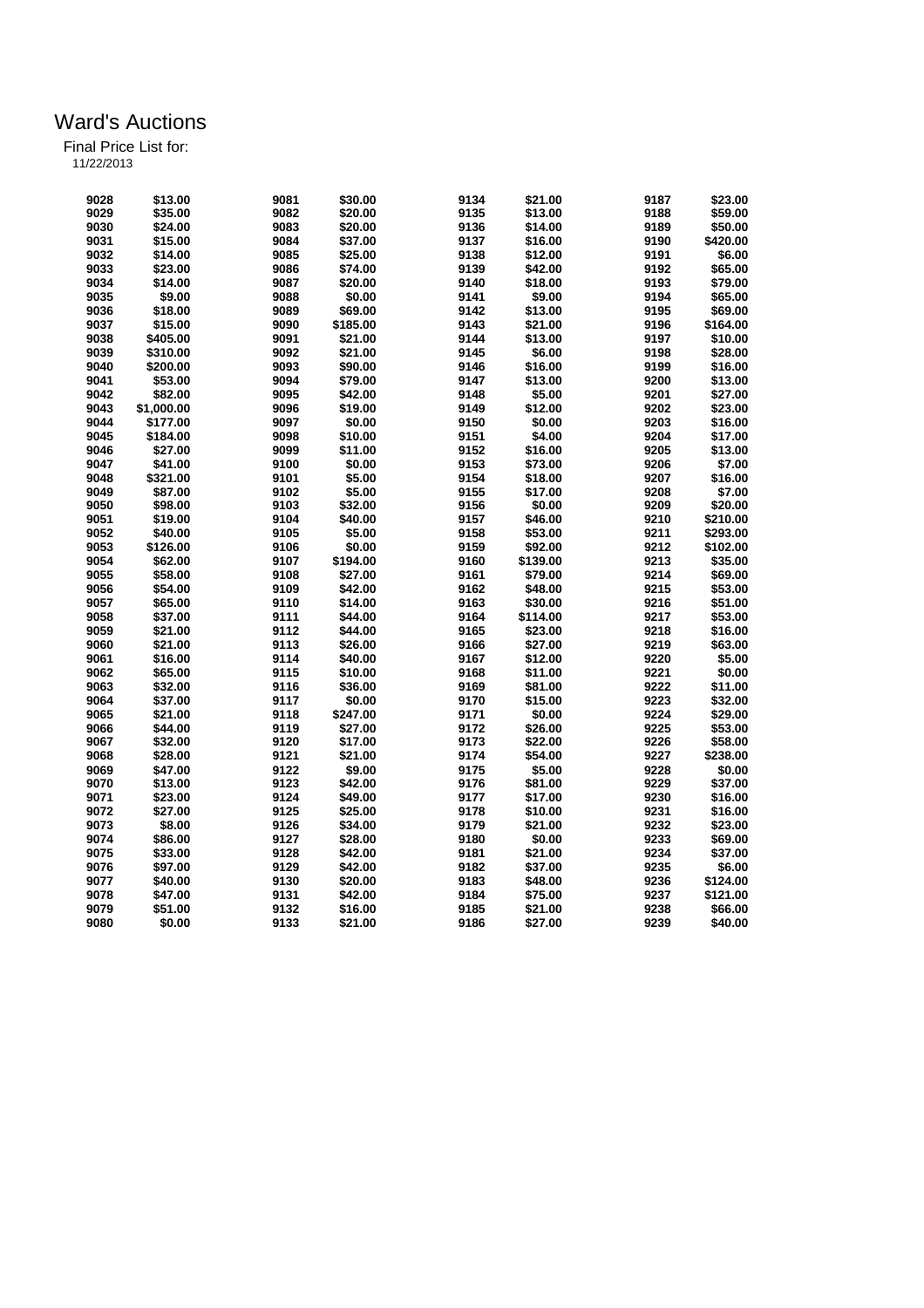# Ward's Auctions

Final Price List for:
11/22/2013

| Lot | Price | Lot | Price | Lot | Price | Lot | Price |
|---|---|---|---|---|---|---|---|
| 9028 | $13.00 | 9081 | $30.00 | 9134 | $21.00 | 9187 | $23.00 |
| 9029 | $35.00 | 9082 | $20.00 | 9135 | $13.00 | 9188 | $59.00 |
| 9030 | $24.00 | 9083 | $20.00 | 9136 | $14.00 | 9189 | $50.00 |
| 9031 | $15.00 | 9084 | $37.00 | 9137 | $16.00 | 9190 | $420.00 |
| 9032 | $14.00 | 9085 | $25.00 | 9138 | $12.00 | 9191 | $6.00 |
| 9033 | $23.00 | 9086 | $74.00 | 9139 | $42.00 | 9192 | $65.00 |
| 9034 | $14.00 | 9087 | $20.00 | 9140 | $18.00 | 9193 | $79.00 |
| 9035 | $9.00 | 9088 | $0.00 | 9141 | $9.00 | 9194 | $65.00 |
| 9036 | $18.00 | 9089 | $69.00 | 9142 | $13.00 | 9195 | $69.00 |
| 9037 | $15.00 | 9090 | $185.00 | 9143 | $21.00 | 9196 | $164.00 |
| 9038 | $405.00 | 9091 | $21.00 | 9144 | $13.00 | 9197 | $10.00 |
| 9039 | $310.00 | 9092 | $21.00 | 9145 | $6.00 | 9198 | $28.00 |
| 9040 | $200.00 | 9093 | $90.00 | 9146 | $16.00 | 9199 | $16.00 |
| 9041 | $53.00 | 9094 | $79.00 | 9147 | $13.00 | 9200 | $13.00 |
| 9042 | $82.00 | 9095 | $42.00 | 9148 | $5.00 | 9201 | $27.00 |
| 9043 | $1,000.00 | 9096 | $19.00 | 9149 | $12.00 | 9202 | $23.00 |
| 9044 | $177.00 | 9097 | $0.00 | 9150 | $0.00 | 9203 | $16.00 |
| 9045 | $184.00 | 9098 | $10.00 | 9151 | $4.00 | 9204 | $17.00 |
| 9046 | $27.00 | 9099 | $11.00 | 9152 | $16.00 | 9205 | $13.00 |
| 9047 | $41.00 | 9100 | $0.00 | 9153 | $73.00 | 9206 | $7.00 |
| 9048 | $321.00 | 9101 | $5.00 | 9154 | $18.00 | 9207 | $16.00 |
| 9049 | $87.00 | 9102 | $5.00 | 9155 | $17.00 | 9208 | $7.00 |
| 9050 | $98.00 | 9103 | $32.00 | 9156 | $0.00 | 9209 | $20.00 |
| 9051 | $19.00 | 9104 | $40.00 | 9157 | $46.00 | 9210 | $210.00 |
| 9052 | $40.00 | 9105 | $5.00 | 9158 | $53.00 | 9211 | $293.00 |
| 9053 | $126.00 | 9106 | $0.00 | 9159 | $92.00 | 9212 | $102.00 |
| 9054 | $62.00 | 9107 | $194.00 | 9160 | $139.00 | 9213 | $35.00 |
| 9055 | $58.00 | 9108 | $27.00 | 9161 | $79.00 | 9214 | $69.00 |
| 9056 | $54.00 | 9109 | $42.00 | 9162 | $48.00 | 9215 | $53.00 |
| 9057 | $65.00 | 9110 | $14.00 | 9163 | $30.00 | 9216 | $51.00 |
| 9058 | $37.00 | 9111 | $44.00 | 9164 | $114.00 | 9217 | $53.00 |
| 9059 | $21.00 | 9112 | $44.00 | 9165 | $23.00 | 9218 | $16.00 |
| 9060 | $21.00 | 9113 | $26.00 | 9166 | $27.00 | 9219 | $63.00 |
| 9061 | $16.00 | 9114 | $40.00 | 9167 | $12.00 | 9220 | $5.00 |
| 9062 | $65.00 | 9115 | $10.00 | 9168 | $11.00 | 9221 | $0.00 |
| 9063 | $32.00 | 9116 | $36.00 | 9169 | $81.00 | 9222 | $11.00 |
| 9064 | $37.00 | 9117 | $0.00 | 9170 | $15.00 | 9223 | $32.00 |
| 9065 | $21.00 | 9118 | $247.00 | 9171 | $0.00 | 9224 | $29.00 |
| 9066 | $44.00 | 9119 | $27.00 | 9172 | $26.00 | 9225 | $53.00 |
| 9067 | $32.00 | 9120 | $17.00 | 9173 | $22.00 | 9226 | $58.00 |
| 9068 | $28.00 | 9121 | $21.00 | 9174 | $54.00 | 9227 | $238.00 |
| 9069 | $47.00 | 9122 | $9.00 | 9175 | $5.00 | 9228 | $0.00 |
| 9070 | $13.00 | 9123 | $42.00 | 9176 | $81.00 | 9229 | $37.00 |
| 9071 | $23.00 | 9124 | $49.00 | 9177 | $17.00 | 9230 | $16.00 |
| 9072 | $27.00 | 9125 | $25.00 | 9178 | $10.00 | 9231 | $16.00 |
| 9073 | $8.00 | 9126 | $34.00 | 9179 | $21.00 | 9232 | $23.00 |
| 9074 | $86.00 | 9127 | $28.00 | 9180 | $0.00 | 9233 | $69.00 |
| 9075 | $33.00 | 9128 | $42.00 | 9181 | $21.00 | 9234 | $37.00 |
| 9076 | $97.00 | 9129 | $42.00 | 9182 | $37.00 | 9235 | $6.00 |
| 9077 | $40.00 | 9130 | $20.00 | 9183 | $48.00 | 9236 | $124.00 |
| 9078 | $47.00 | 9131 | $42.00 | 9184 | $75.00 | 9237 | $121.00 |
| 9079 | $51.00 | 9132 | $16.00 | 9185 | $21.00 | 9238 | $66.00 |
| 9080 | $0.00 | 9133 | $21.00 | 9186 | $27.00 | 9239 | $40.00 |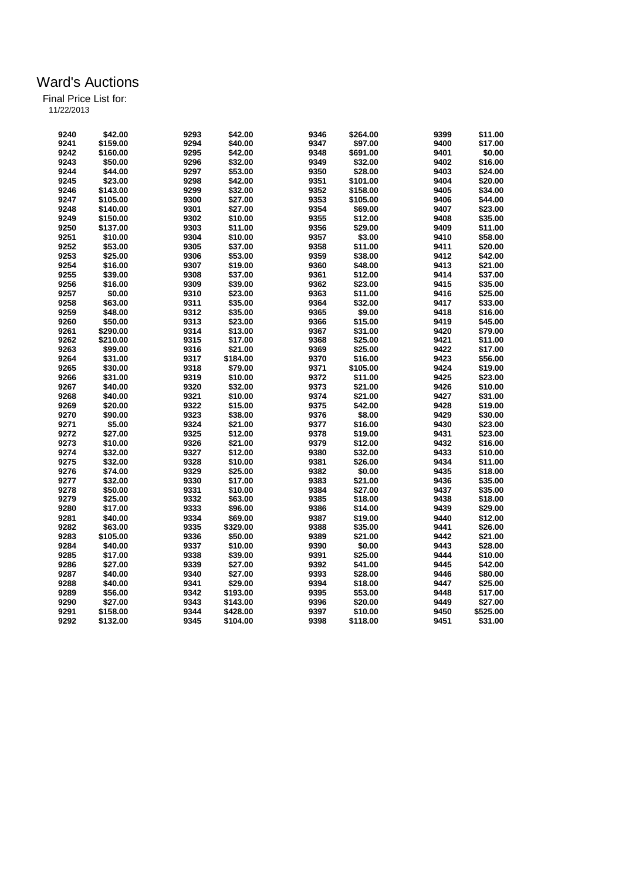# Ward's Auctions

Final Price List for:
11/22/2013

| | | | | | | | |
|---|---|---|---|---|---|---|---|
| 9240 | $42.00 | 9293 | $42.00 | 9346 | $264.00 | 9399 | $11.00 |
| 9241 | $159.00 | 9294 | $40.00 | 9347 | $97.00 | 9400 | $17.00 |
| 9242 | $160.00 | 9295 | $42.00 | 9348 | $691.00 | 9401 | $0.00 |
| 9243 | $50.00 | 9296 | $32.00 | 9349 | $32.00 | 9402 | $16.00 |
| 9244 | $44.00 | 9297 | $53.00 | 9350 | $28.00 | 9403 | $24.00 |
| 9245 | $23.00 | 9298 | $42.00 | 9351 | $101.00 | 9404 | $20.00 |
| 9246 | $143.00 | 9299 | $32.00 | 9352 | $158.00 | 9405 | $34.00 |
| 9247 | $105.00 | 9300 | $27.00 | 9353 | $105.00 | 9406 | $44.00 |
| 9248 | $140.00 | 9301 | $27.00 | 9354 | $69.00 | 9407 | $23.00 |
| 9249 | $150.00 | 9302 | $10.00 | 9355 | $12.00 | 9408 | $35.00 |
| 9250 | $137.00 | 9303 | $11.00 | 9356 | $29.00 | 9409 | $11.00 |
| 9251 | $10.00 | 9304 | $10.00 | 9357 | $3.00 | 9410 | $58.00 |
| 9252 | $53.00 | 9305 | $37.00 | 9358 | $11.00 | 9411 | $20.00 |
| 9253 | $25.00 | 9306 | $53.00 | 9359 | $38.00 | 9412 | $42.00 |
| 9254 | $16.00 | 9307 | $19.00 | 9360 | $48.00 | 9413 | $21.00 |
| 9255 | $39.00 | 9308 | $37.00 | 9361 | $12.00 | 9414 | $37.00 |
| 9256 | $16.00 | 9309 | $39.00 | 9362 | $23.00 | 9415 | $35.00 |
| 9257 | $0.00 | 9310 | $23.00 | 9363 | $11.00 | 9416 | $25.00 |
| 9258 | $63.00 | 9311 | $35.00 | 9364 | $32.00 | 9417 | $33.00 |
| 9259 | $48.00 | 9312 | $35.00 | 9365 | $9.00 | 9418 | $16.00 |
| 9260 | $50.00 | 9313 | $23.00 | 9366 | $15.00 | 9419 | $45.00 |
| 9261 | $290.00 | 9314 | $13.00 | 9367 | $31.00 | 9420 | $79.00 |
| 9262 | $210.00 | 9315 | $17.00 | 9368 | $25.00 | 9421 | $11.00 |
| 9263 | $99.00 | 9316 | $21.00 | 9369 | $25.00 | 9422 | $17.00 |
| 9264 | $31.00 | 9317 | $184.00 | 9370 | $16.00 | 9423 | $56.00 |
| 9265 | $30.00 | 9318 | $79.00 | 9371 | $105.00 | 9424 | $19.00 |
| 9266 | $31.00 | 9319 | $10.00 | 9372 | $11.00 | 9425 | $23.00 |
| 9267 | $40.00 | 9320 | $32.00 | 9373 | $21.00 | 9426 | $10.00 |
| 9268 | $40.00 | 9321 | $10.00 | 9374 | $21.00 | 9427 | $31.00 |
| 9269 | $20.00 | 9322 | $15.00 | 9375 | $42.00 | 9428 | $19.00 |
| 9270 | $90.00 | 9323 | $38.00 | 9376 | $8.00 | 9429 | $30.00 |
| 9271 | $5.00 | 9324 | $21.00 | 9377 | $16.00 | 9430 | $23.00 |
| 9272 | $27.00 | 9325 | $12.00 | 9378 | $19.00 | 9431 | $23.00 |
| 9273 | $10.00 | 9326 | $21.00 | 9379 | $12.00 | 9432 | $16.00 |
| 9274 | $32.00 | 9327 | $12.00 | 9380 | $32.00 | 9433 | $10.00 |
| 9275 | $32.00 | 9328 | $10.00 | 9381 | $26.00 | 9434 | $11.00 |
| 9276 | $74.00 | 9329 | $25.00 | 9382 | $0.00 | 9435 | $18.00 |
| 9277 | $32.00 | 9330 | $17.00 | 9383 | $21.00 | 9436 | $35.00 |
| 9278 | $50.00 | 9331 | $10.00 | 9384 | $27.00 | 9437 | $35.00 |
| 9279 | $25.00 | 9332 | $63.00 | 9385 | $18.00 | 9438 | $18.00 |
| 9280 | $17.00 | 9333 | $96.00 | 9386 | $14.00 | 9439 | $29.00 |
| 9281 | $40.00 | 9334 | $69.00 | 9387 | $19.00 | 9440 | $12.00 |
| 9282 | $63.00 | 9335 | $329.00 | 9388 | $35.00 | 9441 | $26.00 |
| 9283 | $105.00 | 9336 | $50.00 | 9389 | $21.00 | 9442 | $21.00 |
| 9284 | $40.00 | 9337 | $10.00 | 9390 | $0.00 | 9443 | $28.00 |
| 9285 | $17.00 | 9338 | $39.00 | 9391 | $25.00 | 9444 | $10.00 |
| 9286 | $27.00 | 9339 | $27.00 | 9392 | $41.00 | 9445 | $42.00 |
| 9287 | $40.00 | 9340 | $27.00 | 9393 | $28.00 | 9446 | $80.00 |
| 9288 | $40.00 | 9341 | $29.00 | 9394 | $18.00 | 9447 | $25.00 |
| 9289 | $56.00 | 9342 | $193.00 | 9395 | $53.00 | 9448 | $17.00 |
| 9290 | $27.00 | 9343 | $143.00 | 9396 | $20.00 | 9449 | $27.00 |
| 9291 | $158.00 | 9344 | $428.00 | 9397 | $10.00 | 9450 | $525.00 |
| 9292 | $132.00 | 9345 | $104.00 | 9398 | $118.00 | 9451 | $31.00 |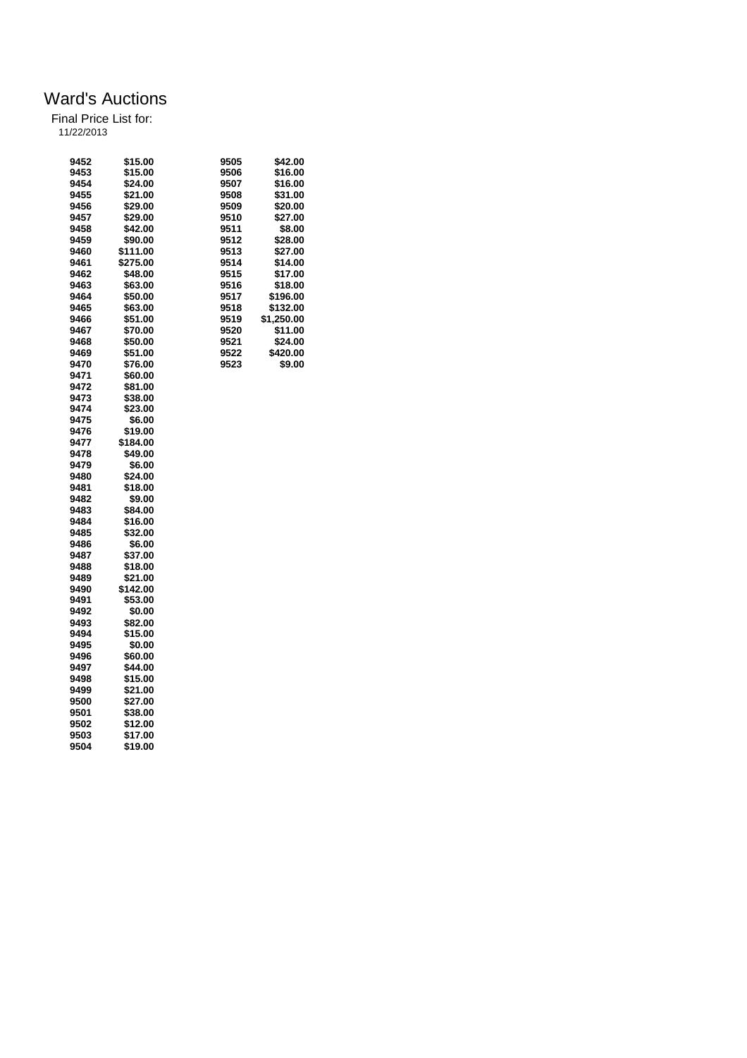# Ward's Auctions

Final Price List for:
11/22/2013

| | |
|---|---|
| 9452 | $15.00 |
| 9453 | $15.00 |
| 9454 | $24.00 |
| 9455 | $21.00 |
| 9456 | $29.00 |
| 9457 | $29.00 |
| 9458 | $42.00 |
| 9459 | $90.00 |
| 9460 | $111.00 |
| 9461 | $275.00 |
| 9462 | $48.00 |
| 9463 | $63.00 |
| 9464 | $50.00 |
| 9465 | $63.00 |
| 9466 | $51.00 |
| 9467 | $70.00 |
| 9468 | $50.00 |
| 9469 | $51.00 |
| 9470 | $76.00 |
| 9471 | $60.00 |
| 9472 | $81.00 |
| 9473 | $38.00 |
| 9474 | $23.00 |
| 9475 | $6.00 |
| 9476 | $19.00 |
| 9477 | $184.00 |
| 9478 | $49.00 |
| 9479 | $6.00 |
| 9480 | $24.00 |
| 9481 | $18.00 |
| 9482 | $9.00 |
| 9483 | $84.00 |
| 9484 | $16.00 |
| 9485 | $32.00 |
| 9486 | $6.00 |
| 9487 | $37.00 |
| 9488 | $18.00 |
| 9489 | $21.00 |
| 9490 | $142.00 |
| 9491 | $53.00 |
| 9492 | $0.00 |
| 9493 | $82.00 |
| 9494 | $15.00 |
| 9495 | $0.00 |
| 9496 | $60.00 |
| 9497 | $44.00 |
| 9498 | $15.00 |
| 9499 | $21.00 |
| 9500 | $27.00 |
| 9501 | $38.00 |
| 9502 | $12.00 |
| 9503 | $17.00 |
| 9504 | $19.00 |
| 9505 | $42.00 |
| 9506 | $16.00 |
| 9507 | $16.00 |
| 9508 | $31.00 |
| 9509 | $20.00 |
| 9510 | $27.00 |
| 9511 | $8.00 |
| 9512 | $28.00 |
| 9513 | $27.00 |
| 9514 | $14.00 |
| 9515 | $17.00 |
| 9516 | $18.00 |
| 9517 | $196.00 |
| 9518 | $132.00 |
| 9519 | $1,250.00 |
| 9520 | $11.00 |
| 9521 | $24.00 |
| 9522 | $420.00 |
| 9523 | $9.00 |